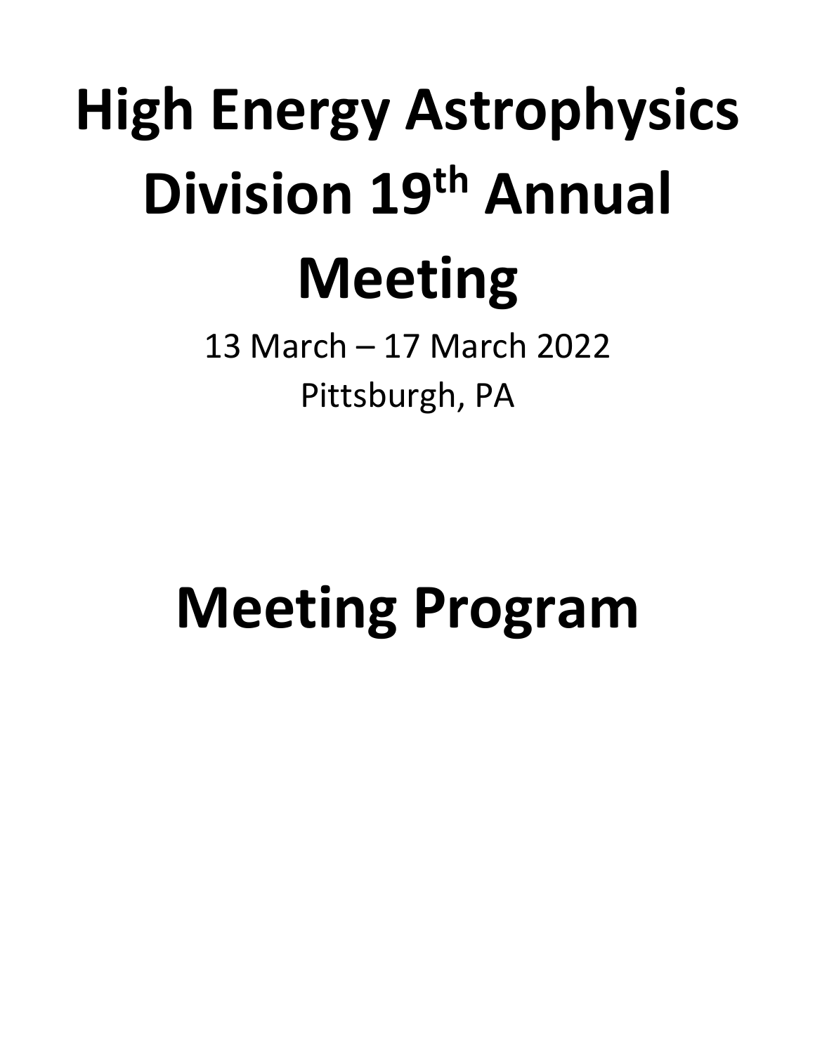# High Energy Astrophysics Division 19th Annual Meeting

13 March – 17 March 2022

Pittsburgh, PA

# Meeting Program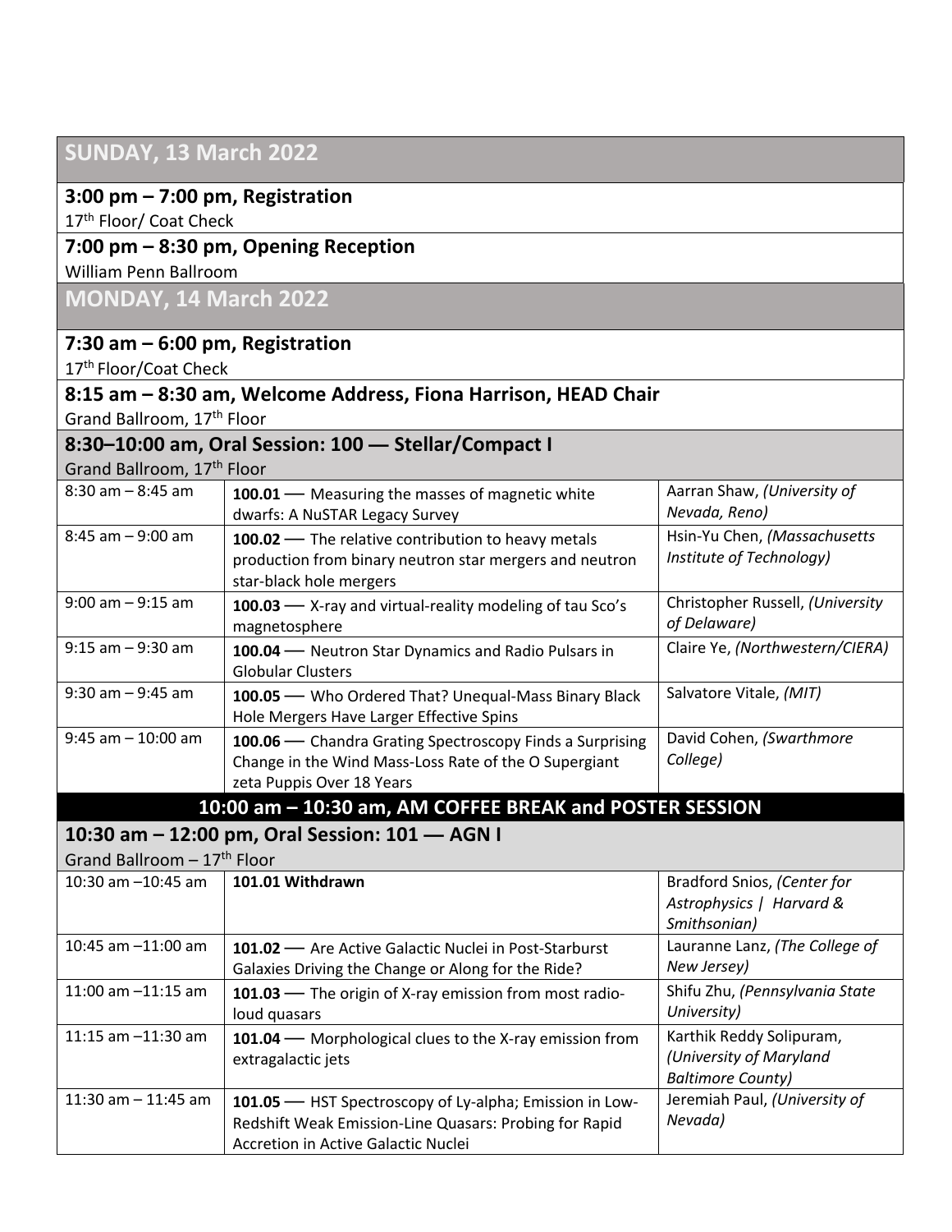## SUNDAY, 13 March 2022

### 3:00 pm – 7:00 pm, Registration

17th Floor/ Coat Check

### 7:00 pm – 8:30 pm, Opening Reception

William Penn Ballroom

## MONDAY, 14 March 2022

### 7:30 am – 6:00 pm, Registration

17th Floor/Coat Check

### 8:15 am – 8:30 am, Welcome Address, Fiona Harrison, HEAD Chair

Grand Ballroom, 17th Floor

### 8:30–10:00 am, Oral Session: 100 — Stellar/Compact I

Grand Ballroom, 17th Floor

| | | |
|---|---|---|
| 8:30 am – 8:45 am | **100.01** — Measuring the masses of magnetic white dwarfs: A NuSTAR Legacy Survey | Aarran Shaw, *(University of Nevada, Reno)* |
| 8:45 am – 9:00 am | **100.02** — The relative contribution to heavy metals production from binary neutron star mergers and neutron star-black hole mergers | Hsin-Yu Chen, *(Massachusetts Institute of Technology)* |
| 9:00 am – 9:15 am | **100.03** — X-ray and virtual-reality modeling of tau Sco's magnetosphere | Christopher Russell, *(University of Delaware)* |
| 9:15 am – 9:30 am | **100.04** — Neutron Star Dynamics and Radio Pulsars in Globular Clusters | Claire Ye, *(Northwestern/CIERA)* |
| 9:30 am – 9:45 am | **100.05** — Who Ordered That? Unequal-Mass Binary Black Hole Mergers Have Larger Effective Spins | Salvatore Vitale, *(MIT)* |
| 9:45 am – 10:00 am | **100.06** — Chandra Grating Spectroscopy Finds a Surprising Change in the Wind Mass-Loss Rate of the O Supergiant zeta Puppis Over 18 Years | David Cohen, *(Swarthmore College)* |

### 10:00 am – 10:30 am, AM COFFEE BREAK and POSTER SESSION

### 10:30 am – 12:00 pm, Oral Session: 101 — AGN I

Grand Ballroom – 17th Floor

| | | |
|---|---|---|
| 10:30 am –10:45 am | **101.01 Withdrawn** | Bradford Snios, *(Center for Astrophysics \| Harvard & Smithsonian)* |
| 10:45 am –11:00 am | **101.02** — Are Active Galactic Nuclei in Post-Starburst Galaxies Driving the Change or Along for the Ride? | Lauranne Lanz, *(The College of New Jersey)* |
| 11:00 am –11:15 am | **101.03** — The origin of X-ray emission from most radio-loud quasars | Shifu Zhu, *(Pennsylvania State University)* |
| 11:15 am –11:30 am | **101.04** — Morphological clues to the X-ray emission from extragalactic jets | Karthik Reddy Solipuram, *(University of Maryland Baltimore County)* |
| 11:30 am – 11:45 am | **101.05** — HST Spectroscopy of Ly-alpha; Emission in Low-Redshift Weak Emission-Line Quasars: Probing for Rapid Accretion in Active Galactic Nuclei | Jeremiah Paul, *(University of Nevada)* |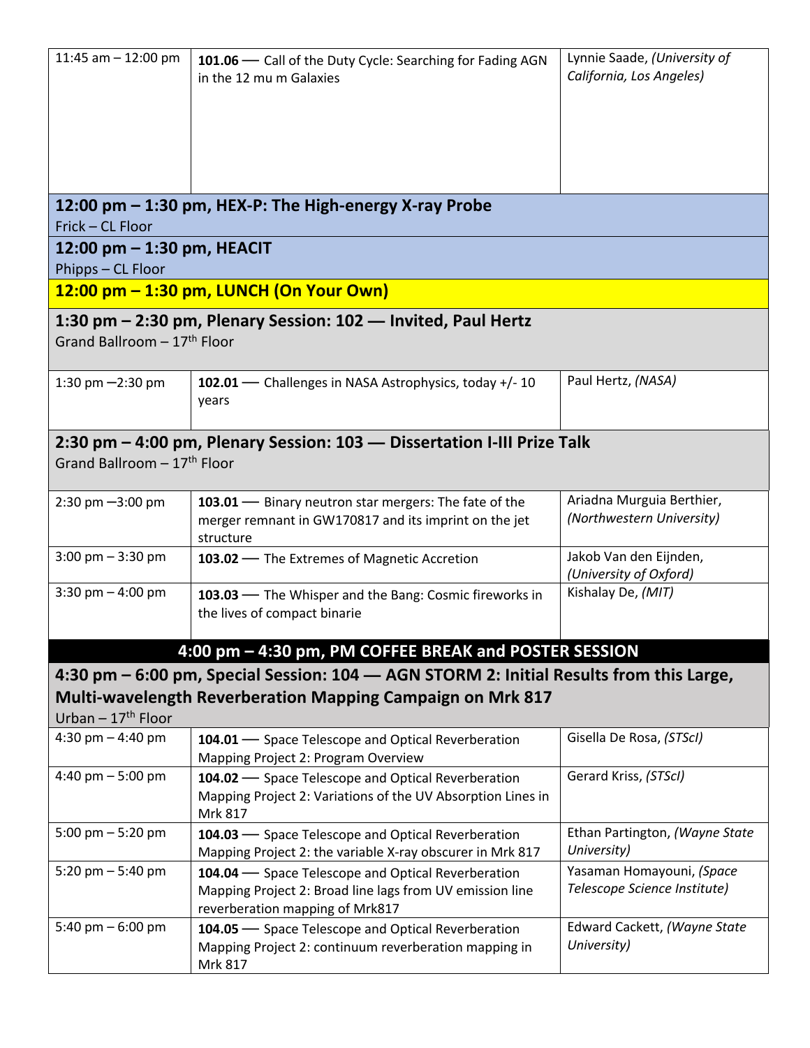| | | |
|---|---|---|
| 11:45 am – 12:00 pm | **101.06** — Call of the Duty Cycle: Searching for Fading AGN in the 12 mu m Galaxies | Lynnie Saade, *(University of California, Los Angeles)* |

**12:00 pm – 1:30 pm, HEX-P: The High-energy X-ray Probe**
Frick – CL Floor

**12:00 pm – 1:30 pm, HEACIT**
Phipps – CL Floor

**12:00 pm – 1:30 pm, LUNCH (On Your Own)**

**1:30 pm – 2:30 pm, Plenary Session: 102 — Invited, Paul Hertz**
Grand Ballroom – 17th Floor

| | | |
|---|---|---|
| 1:30 pm –2:30 pm | **102.01** — Challenges in NASA Astrophysics, today +/- 10 years | Paul Hertz, *(NASA)* |

**2:30 pm – 4:00 pm, Plenary Session: 103 — Dissertation I-III Prize Talk**
Grand Ballroom – 17th Floor

| | | |
|---|---|---|
| 2:30 pm –3:00 pm | **103.01** — Binary neutron star mergers: The fate of the merger remnant in GW170817 and its imprint on the jet structure | Ariadna Murguia Berthier, *(Northwestern University)* |
| 3:00 pm – 3:30 pm | **103.02** — The Extremes of Magnetic Accretion | Jakob Van den Eijnden, *(University of Oxford)* |
| 3:30 pm – 4:00 pm | **103.03** — The Whisper and the Bang: Cosmic fireworks in the lives of compact binarie | Kishalay De, *(MIT)* |

**4:00 pm – 4:30 pm, PM COFFEE BREAK and POSTER SESSION**

**4:30 pm – 6:00 pm, Special Session: 104 — AGN STORM 2: Initial Results from this Large, Multi-wavelength Reverberation Mapping Campaign on Mrk 817**
Urban – 17th Floor

| | | |
|---|---|---|
| 4:30 pm – 4:40 pm | **104.01** — Space Telescope and Optical Reverberation Mapping Project 2: Program Overview | Gisella De Rosa, *(STScI)* |
| 4:40 pm – 5:00 pm | **104.02** — Space Telescope and Optical Reverberation Mapping Project 2: Variations of the UV Absorption Lines in Mrk 817 | Gerard Kriss, *(STScI)* |
| 5:00 pm – 5:20 pm | **104.03** — Space Telescope and Optical Reverberation Mapping Project 2: the variable X-ray obscurer in Mrk 817 | Ethan Partington, *(Wayne State University)* |
| 5:20 pm – 5:40 pm | **104.04** — Space Telescope and Optical Reverberation Mapping Project 2: Broad line lags from UV emission line reverberation mapping of Mrk817 | Yasaman Homayouni, *(Space Telescope Science Institute)* |
| 5:40 pm – 6:00 pm | **104.05** — Space Telescope and Optical Reverberation Mapping Project 2: continuum reverberation mapping in Mrk 817 | Edward Cackett, *(Wayne State University)* |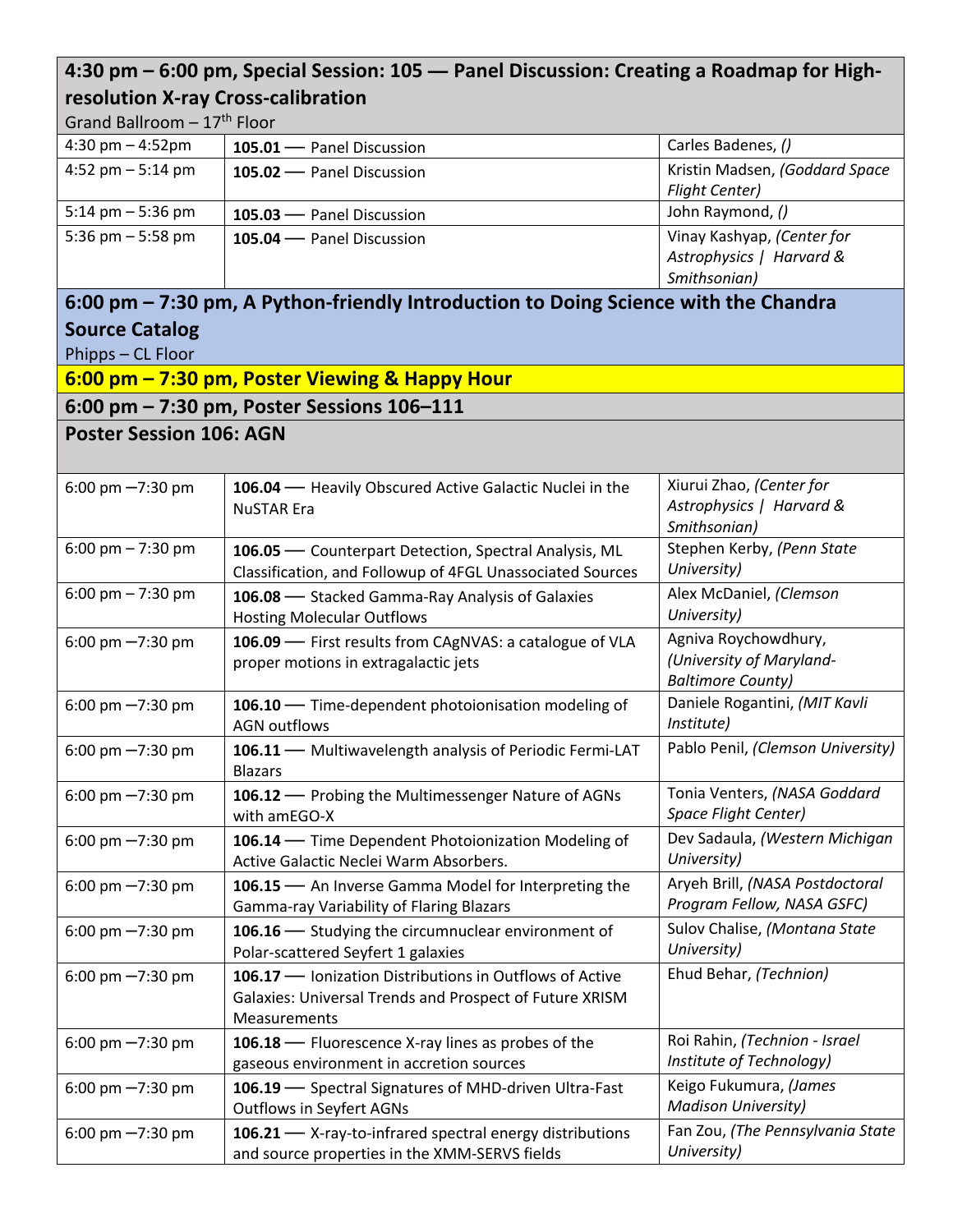## 4:30 pm – 6:00 pm, Special Session: 105 — Panel Discussion: Creating a Roadmap for High-resolution X-ray Cross-calibration

Grand Ballroom – 17th Floor

| | | |
|---|---|---|
| 4:30 pm – 4:52pm | **105.01** — Panel Discussion | Carles Badenes, *()* |
| 4:52 pm – 5:14 pm | **105.02** — Panel Discussion | Kristin Madsen, *(Goddard Space Flight Center)* |
| 5:14 pm – 5:36 pm | **105.03** — Panel Discussion | John Raymond, *()* |
| 5:36 pm – 5:58 pm | **105.04** — Panel Discussion | Vinay Kashyap, *(Center for Astrophysics \| Harvard & Smithsonian)* |

## 6:00 pm – 7:30 pm, A Python-friendly Introduction to Doing Science with the Chandra Source Catalog

Phipps – CL Floor

## 6:00 pm – 7:30 pm, Poster Viewing & Happy Hour

## 6:00 pm – 7:30 pm, Poster Sessions 106–111

### Poster Session 106: AGN

| | | |
|---|---|---|
| 6:00 pm –7:30 pm | **106.04** — Heavily Obscured Active Galactic Nuclei in the NuSTAR Era | Xiurui Zhao, *(Center for Astrophysics \| Harvard & Smithsonian)* |
| 6:00 pm – 7:30 pm | **106.05** — Counterpart Detection, Spectral Analysis, ML Classification, and Followup of 4FGL Unassociated Sources | Stephen Kerby, *(Penn State University)* |
| 6:00 pm – 7:30 pm | **106.08** — Stacked Gamma-Ray Analysis of Galaxies Hosting Molecular Outflows | Alex McDaniel, *(Clemson University)* |
| 6:00 pm –7:30 pm | **106.09** — First results from CAgNVAS: a catalogue of VLA proper motions in extragalactic jets | Agniva Roychowdhury, *(University of Maryland-Baltimore County)* |
| 6:00 pm –7:30 pm | **106.10** — Time-dependent photoionisation modeling of AGN outflows | Daniele Rogantini, *(MIT Kavli Institute)* |
| 6:00 pm –7:30 pm | **106.11** — Multiwavelength analysis of Periodic Fermi-LAT Blazars | Pablo Penil, *(Clemson University)* |
| 6:00 pm –7:30 pm | **106.12** — Probing the Multimessenger Nature of AGNs with amEGO-X | Tonia Venters, *(NASA Goddard Space Flight Center)* |
| 6:00 pm –7:30 pm | **106.14** — Time Dependent Photoionization Modeling of Active Galactic Neclei Warm Absorbers. | Dev Sadaula, *(Western Michigan University)* |
| 6:00 pm –7:30 pm | **106.15** — An Inverse Gamma Model for Interpreting the Gamma-ray Variability of Flaring Blazars | Aryeh Brill, *(NASA Postdoctoral Program Fellow, NASA GSFC)* |
| 6:00 pm –7:30 pm | **106.16** — Studying the circumnuclear environment of Polar-scattered Seyfert 1 galaxies | Sulov Chalise, *(Montana State University)* |
| 6:00 pm –7:30 pm | **106.17** — Ionization Distributions in Outflows of Active Galaxies: Universal Trends and Prospect of Future XRISM Measurements | Ehud Behar, *(Technion)* |
| 6:00 pm –7:30 pm | **106.18** — Fluorescence X-ray lines as probes of the gaseous environment in accretion sources | Roi Rahin, *(Technion - Israel Institute of Technology)* |
| 6:00 pm –7:30 pm | **106.19** — Spectral Signatures of MHD-driven Ultra-Fast Outflows in Seyfert AGNs | Keigo Fukumura, *(James Madison University)* |
| 6:00 pm –7:30 pm | **106.21** — X-ray-to-infrared spectral energy distributions and source properties in the XMM-SERVS fields | Fan Zou, *(The Pennsylvania State University)* |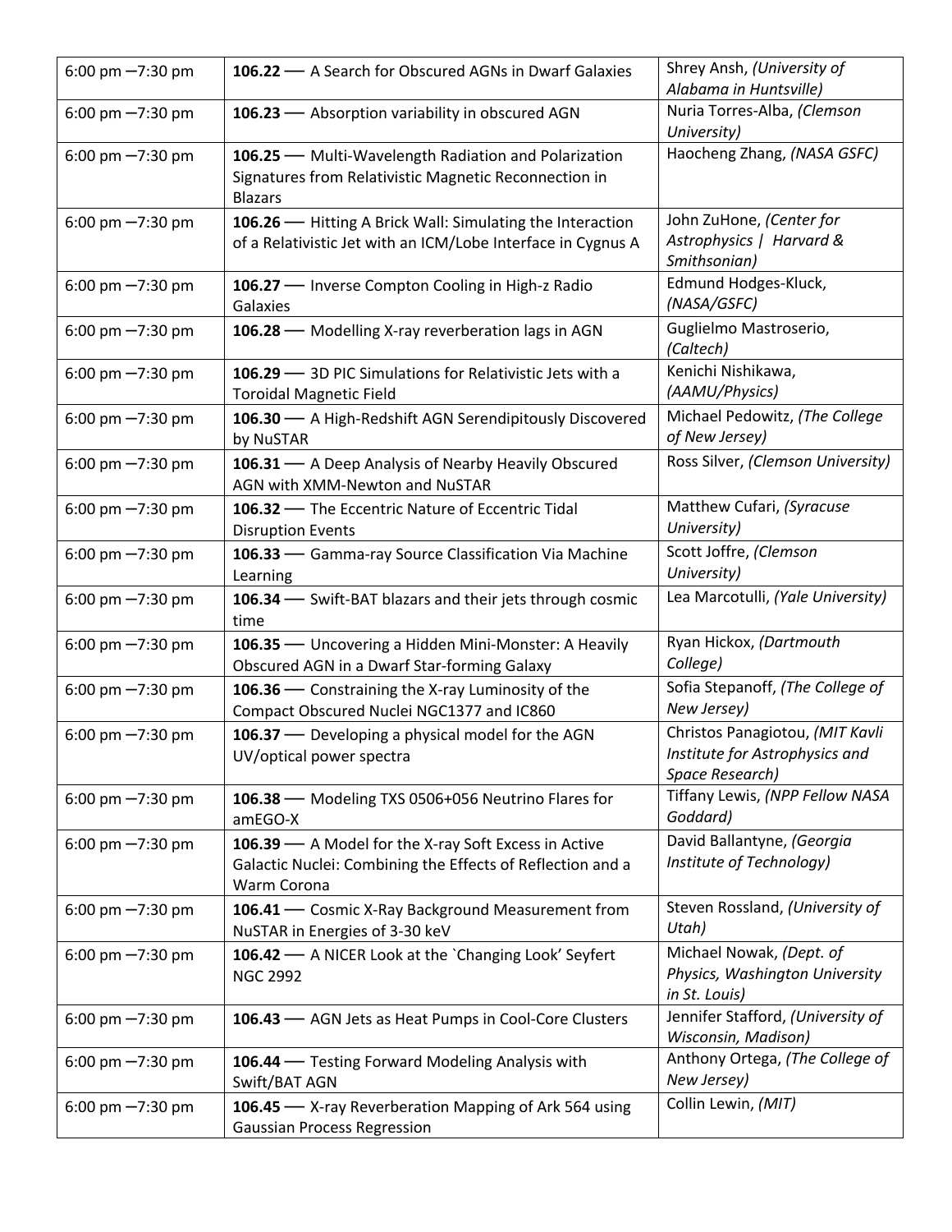| | | |
|---|---|---|
| 6:00 pm –7:30 pm | **106.22** — A Search for Obscured AGNs in Dwarf Galaxies | Shrey Ansh, *(University of Alabama in Huntsville)* |
| 6:00 pm –7:30 pm | **106.23** — Absorption variability in obscured AGN | Nuria Torres-Alba, *(Clemson University)* |
| 6:00 pm –7:30 pm | **106.25** — Multi-Wavelength Radiation and Polarization Signatures from Relativistic Magnetic Reconnection in Blazars | Haocheng Zhang, *(NASA GSFC)* |
| 6:00 pm –7:30 pm | **106.26** — Hitting A Brick Wall: Simulating the Interaction of a Relativistic Jet with an ICM/Lobe Interface in Cygnus A | John ZuHone, *(Center for Astrophysics \| Harvard & Smithsonian)* |
| 6:00 pm –7:30 pm | **106.27** — Inverse Compton Cooling in High-z Radio Galaxies | Edmund Hodges-Kluck, *(NASA/GSFC)* |
| 6:00 pm –7:30 pm | **106.28** — Modelling X-ray reverberation lags in AGN | Guglielmo Mastroserio, *(Caltech)* |
| 6:00 pm –7:30 pm | **106.29** — 3D PIC Simulations for Relativistic Jets with a Toroidal Magnetic Field | Kenichi Nishikawa, *(AAMU/Physics)* |
| 6:00 pm –7:30 pm | **106.30** — A High-Redshift AGN Serendipitously Discovered by NuSTAR | Michael Pedowitz, *(The College of New Jersey)* |
| 6:00 pm –7:30 pm | **106.31** — A Deep Analysis of Nearby Heavily Obscured AGN with XMM-Newton and NuSTAR | Ross Silver, *(Clemson University)* |
| 6:00 pm –7:30 pm | **106.32** — The Eccentric Nature of Eccentric Tidal Disruption Events | Matthew Cufari, *(Syracuse University)* |
| 6:00 pm –7:30 pm | **106.33** — Gamma-ray Source Classification Via Machine Learning | Scott Joffre, *(Clemson University)* |
| 6:00 pm –7:30 pm | **106.34** — Swift-BAT blazars and their jets through cosmic time | Lea Marcotulli, *(Yale University)* |
| 6:00 pm –7:30 pm | **106.35** — Uncovering a Hidden Mini-Monster: A Heavily Obscured AGN in a Dwarf Star-forming Galaxy | Ryan Hickox, *(Dartmouth College)* |
| 6:00 pm –7:30 pm | **106.36** — Constraining the X-ray Luminosity of the Compact Obscured Nuclei NGC1377 and IC860 | Sofia Stepanoff, *(The College of New Jersey)* |
| 6:00 pm –7:30 pm | **106.37** — Developing a physical model for the AGN UV/optical power spectra | Christos Panagiotou, *(MIT Kavli Institute for Astrophysics and Space Research)* |
| 6:00 pm –7:30 pm | **106.38** — Modeling TXS 0506+056 Neutrino Flares for amEGO-X | Tiffany Lewis, *(NPP Fellow NASA Goddard)* |
| 6:00 pm –7:30 pm | **106.39** — A Model for the X-ray Soft Excess in Active Galactic Nuclei: Combining the Effects of Reflection and a Warm Corona | David Ballantyne, *(Georgia Institute of Technology)* |
| 6:00 pm –7:30 pm | **106.41** — Cosmic X-Ray Background Measurement from NuSTAR in Energies of 3-30 keV | Steven Rossland, *(University of Utah)* |
| 6:00 pm –7:30 pm | **106.42** — A NICER Look at the `Changing Look' Seyfert NGC 2992 | Michael Nowak, *(Dept. of Physics, Washington University in St. Louis)* |
| 6:00 pm –7:30 pm | **106.43** — AGN Jets as Heat Pumps in Cool-Core Clusters | Jennifer Stafford, *(University of Wisconsin, Madison)* |
| 6:00 pm –7:30 pm | **106.44** — Testing Forward Modeling Analysis with Swift/BAT AGN | Anthony Ortega, *(The College of New Jersey)* |
| 6:00 pm –7:30 pm | **106.45** — X-ray Reverberation Mapping of Ark 564 using Gaussian Process Regression | Collin Lewin, *(MIT)* |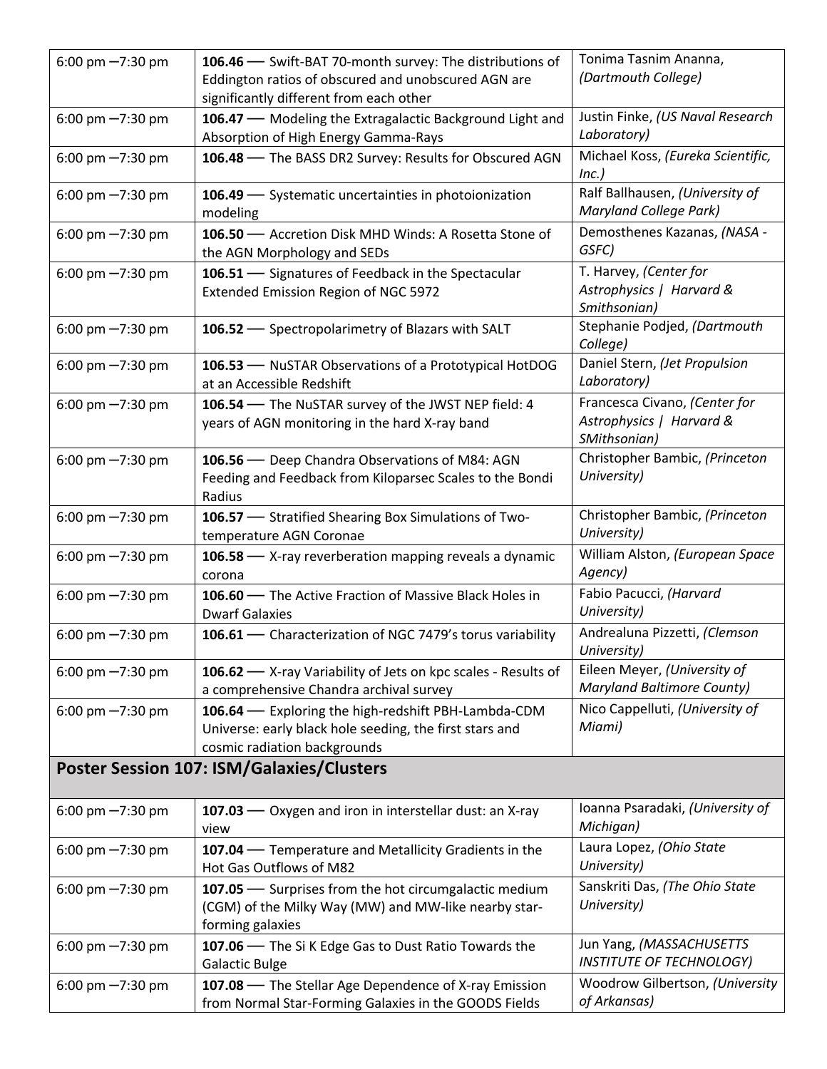| | | |
|---|---|---|
| 6:00 pm –7:30 pm | **106.46** — Swift-BAT 70-month survey: The distributions of Eddington ratios of obscured and unobscured AGN are significantly different from each other | Tonima Tasnim Ananna, *(Dartmouth College)* |
| 6:00 pm –7:30 pm | **106.47** — Modeling the Extragalactic Background Light and Absorption of High Energy Gamma-Rays | Justin Finke, *(US Naval Research Laboratory)* |
| 6:00 pm –7:30 pm | **106.48** — The BASS DR2 Survey: Results for Obscured AGN | Michael Koss, *(Eureka Scientific, Inc.)* |
| 6:00 pm –7:30 pm | **106.49** — Systematic uncertainties in photoionization modeling | Ralf Ballhausen, *(University of Maryland College Park)* |
| 6:00 pm –7:30 pm | **106.50** — Accretion Disk MHD Winds: A Rosetta Stone of the AGN Morphology and SEDs | Demosthenes Kazanas, *(NASA - GSFC)* |
| 6:00 pm –7:30 pm | **106.51** — Signatures of Feedback in the Spectacular Extended Emission Region of NGC 5972 | T. Harvey, *(Center for Astrophysics \| Harvard & Smithsonian)* |
| 6:00 pm –7:30 pm | **106.52** — Spectropolarimetry of Blazars with SALT | Stephanie Podjed, *(Dartmouth College)* |
| 6:00 pm –7:30 pm | **106.53** — NuSTAR Observations of a Prototypical HotDOG at an Accessible Redshift | Daniel Stern, *(Jet Propulsion Laboratory)* |
| 6:00 pm –7:30 pm | **106.54** — The NuSTAR survey of the JWST NEP field: 4 years of AGN monitoring in the hard X-ray band | Francesca Civano, *(Center for Astrophysics \| Harvard & SMithsonian)* |
| 6:00 pm –7:30 pm | **106.56** — Deep Chandra Observations of M84: AGN Feeding and Feedback from Kiloparsec Scales to the Bondi Radius | Christopher Bambic, *(Princeton University)* |
| 6:00 pm –7:30 pm | **106.57** — Stratified Shearing Box Simulations of Two-temperature AGN Coronae | Christopher Bambic, *(Princeton University)* |
| 6:00 pm –7:30 pm | **106.58** — X-ray reverberation mapping reveals a dynamic corona | William Alston, *(European Space Agency)* |
| 6:00 pm –7:30 pm | **106.60** — The Active Fraction of Massive Black Holes in Dwarf Galaxies | Fabio Pacucci, *(Harvard University)* |
| 6:00 pm –7:30 pm | **106.61** — Characterization of NGC 7479's torus variability | Andrealuna Pizzetti, *(Clemson University)* |
| 6:00 pm –7:30 pm | **106.62** — X-ray Variability of Jets on kpc scales - Results of a comprehensive Chandra archival survey | Eileen Meyer, *(University of Maryland Baltimore County)* |
| 6:00 pm –7:30 pm | **106.64** — Exploring the high-redshift PBH-Lambda-CDM Universe: early black hole seeding, the first stars and cosmic radiation backgrounds | Nico Cappelluti, *(University of Miami)* |

## Poster Session 107: ISM/Galaxies/Clusters

| | | |
|---|---|---|
| 6:00 pm –7:30 pm | **107.03** — Oxygen and iron in interstellar dust: an X-ray view | Ioanna Psaradaki, *(University of Michigan)* |
| 6:00 pm –7:30 pm | **107.04** — Temperature and Metallicity Gradients in the Hot Gas Outflows of M82 | Laura Lopez, *(Ohio State University)* |
| 6:00 pm –7:30 pm | **107.05** — Surprises from the hot circumgalactic medium (CGM) of the Milky Way (MW) and MW-like nearby star-forming galaxies | Sanskriti Das, *(The Ohio State University)* |
| 6:00 pm –7:30 pm | **107.06** — The Si K Edge Gas to Dust Ratio Towards the Galactic Bulge | Jun Yang, *(MASSACHUSETTS INSTITUTE OF TECHNOLOGY)* |
| 6:00 pm –7:30 pm | **107.08** — The Stellar Age Dependence of X-ray Emission from Normal Star-Forming Galaxies in the GOODS Fields | Woodrow Gilbertson, *(University of Arkansas)* |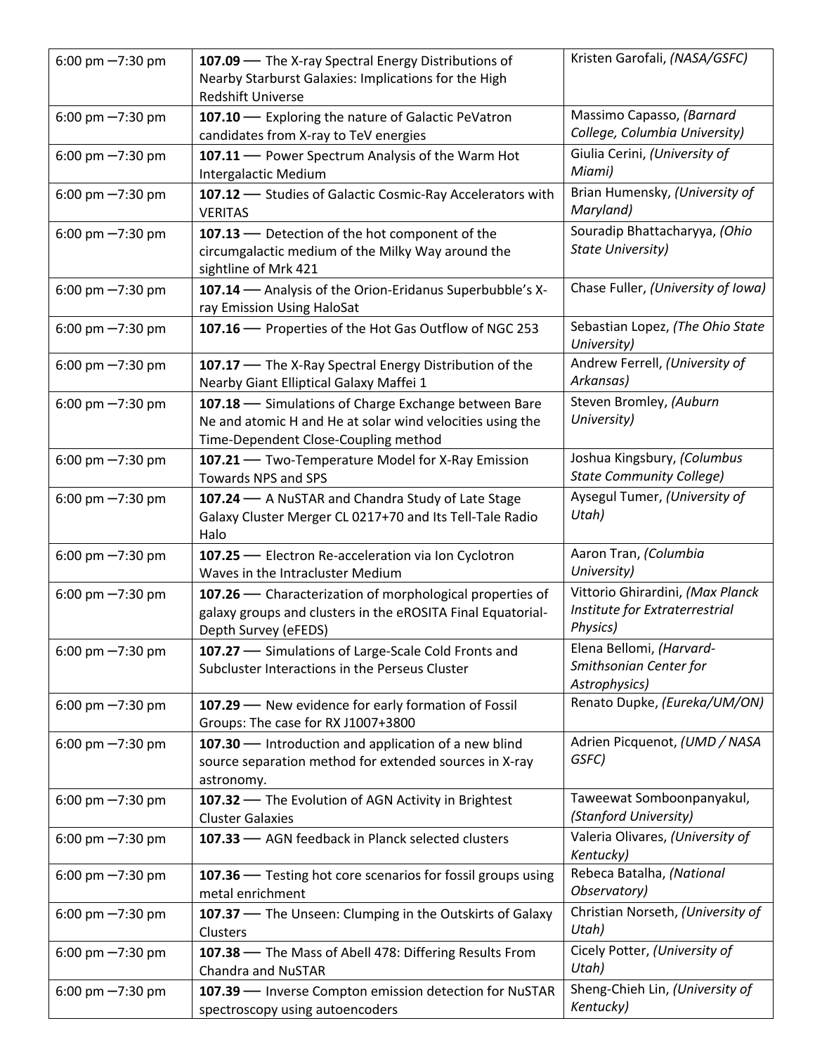| | | |
|---|---|---|
| 6:00 pm –7:30 pm | **107.09** — The X-ray Spectral Energy Distributions of Nearby Starburst Galaxies: Implications for the High Redshift Universe | Kristen Garofali, *(NASA/GSFC)* |
| 6:00 pm –7:30 pm | **107.10** — Exploring the nature of Galactic PeVatron candidates from X-ray to TeV energies | Massimo Capasso, *(Barnard College, Columbia University)* |
| 6:00 pm –7:30 pm | **107.11** — Power Spectrum Analysis of the Warm Hot Intergalactic Medium | Giulia Cerini, *(University of Miami)* |
| 6:00 pm –7:30 pm | **107.12** — Studies of Galactic Cosmic-Ray Accelerators with VERITAS | Brian Humensky, *(University of Maryland)* |
| 6:00 pm –7:30 pm | **107.13** — Detection of the hot component of the circumgalactic medium of the Milky Way around the sightline of Mrk 421 | Souradip Bhattacharyya, *(Ohio State University)* |
| 6:00 pm –7:30 pm | **107.14** — Analysis of the Orion-Eridanus Superbubble's X-ray Emission Using HaloSat | Chase Fuller, *(University of Iowa)* |
| 6:00 pm –7:30 pm | **107.16** — Properties of the Hot Gas Outflow of NGC 253 | Sebastian Lopez, *(The Ohio State University)* |
| 6:00 pm –7:30 pm | **107.17** — The X-Ray Spectral Energy Distribution of the Nearby Giant Elliptical Galaxy Maffei 1 | Andrew Ferrell, *(University of Arkansas)* |
| 6:00 pm –7:30 pm | **107.18** — Simulations of Charge Exchange between Bare Ne and atomic H and He at solar wind velocities using the Time-Dependent Close-Coupling method | Steven Bromley, *(Auburn University)* |
| 6:00 pm –7:30 pm | **107.21** — Two-Temperature Model for X-Ray Emission Towards NPS and SPS | Joshua Kingsbury, *(Columbus State Community College)* |
| 6:00 pm –7:30 pm | **107.24** — A NuSTAR and Chandra Study of Late Stage Galaxy Cluster Merger CL 0217+70 and Its Tell-Tale Radio Halo | Aysegul Tumer, *(University of Utah)* |
| 6:00 pm –7:30 pm | **107.25** — Electron Re-acceleration via Ion Cyclotron Waves in the Intracluster Medium | Aaron Tran, *(Columbia University)* |
| 6:00 pm –7:30 pm | **107.26** — Characterization of morphological properties of galaxy groups and clusters in the eROSITA Final Equatorial-Depth Survey (eFEDS) | Vittorio Ghirardini, *(Max Planck Institute for Extraterrestrial Physics)* |
| 6:00 pm –7:30 pm | **107.27** — Simulations of Large-Scale Cold Fronts and Subcluster Interactions in the Perseus Cluster | Elena Bellomi, *(Harvard-Smithsonian Center for Astrophysics)* |
| 6:00 pm –7:30 pm | **107.29** — New evidence for early formation of Fossil Groups: The case for RX J1007+3800 | Renato Dupke, *(Eureka/UM/ON)* |
| 6:00 pm –7:30 pm | **107.30** — Introduction and application of a new blind source separation method for extended sources in X-ray astronomy. | Adrien Picquenot, *(UMD / NASA GSFC)* |
| 6:00 pm –7:30 pm | **107.32** — The Evolution of AGN Activity in Brightest Cluster Galaxies | Taweewat Somboonpanyakul, *(Stanford University)* |
| 6:00 pm –7:30 pm | **107.33** — AGN feedback in Planck selected clusters | Valeria Olivares, *(University of Kentucky)* |
| 6:00 pm –7:30 pm | **107.36** — Testing hot core scenarios for fossil groups using metal enrichment | Rebeca Batalha, *(National Observatory)* |
| 6:00 pm –7:30 pm | **107.37** — The Unseen: Clumping in the Outskirts of Galaxy Clusters | Christian Norseth, *(University of Utah)* |
| 6:00 pm –7:30 pm | **107.38** — The Mass of Abell 478: Differing Results From Chandra and NuSTAR | Cicely Potter, *(University of Utah)* |
| 6:00 pm –7:30 pm | **107.39** — Inverse Compton emission detection for NuSTAR spectroscopy using autoencoders | Sheng-Chieh Lin, *(University of Kentucky)* |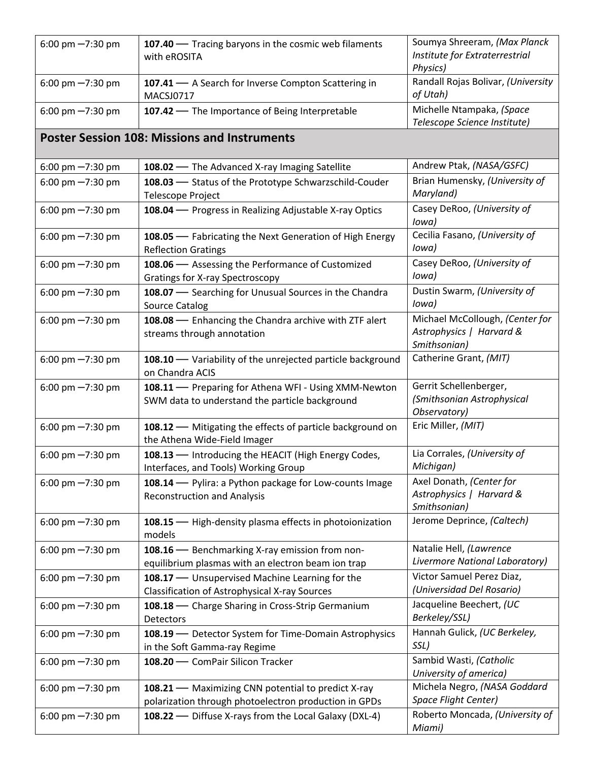| | | |
|---|---|---|
| 6:00 pm –7:30 pm | **107.40** — Tracing baryons in the cosmic web filaments with eROSITA | Soumya Shreeram, *(Max Planck Institute for Extraterrestrial Physics)* |
| 6:00 pm –7:30 pm | **107.41** — A Search for Inverse Compton Scattering in MACSJ0717 | Randall Rojas Bolivar, *(University of Utah)* |
| 6:00 pm –7:30 pm | **107.42** — The Importance of Being Interpretable | Michelle Ntampaka, *(Space Telescope Science Institute)* |

## Poster Session 108: Missions and Instruments

| | | |
|---|---|---|
| 6:00 pm –7:30 pm | **108.02** — The Advanced X-ray Imaging Satellite | Andrew Ptak, *(NASA/GSFC)* |
| 6:00 pm –7:30 pm | **108.03** — Status of the Prototype Schwarzschild-Couder Telescope Project | Brian Humensky, *(University of Maryland)* |
| 6:00 pm –7:30 pm | **108.04** — Progress in Realizing Adjustable X-ray Optics | Casey DeRoo, *(University of Iowa)* |
| 6:00 pm –7:30 pm | **108.05** — Fabricating the Next Generation of High Energy Reflection Gratings | Cecilia Fasano, *(University of Iowa)* |
| 6:00 pm –7:30 pm | **108.06** — Assessing the Performance of Customized Gratings for X-ray Spectroscopy | Casey DeRoo, *(University of Iowa)* |
| 6:00 pm –7:30 pm | **108.07** — Searching for Unusual Sources in the Chandra Source Catalog | Dustin Swarm, *(University of Iowa)* |
| 6:00 pm –7:30 pm | **108.08** — Enhancing the Chandra archive with ZTF alert streams through annotation | Michael McCollough, *(Center for Astrophysics \| Harvard & Smithsonian)* |
| 6:00 pm –7:30 pm | **108.10** — Variability of the unrejected particle background on Chandra ACIS | Catherine Grant, *(MIT)* |
| 6:00 pm –7:30 pm | **108.11** — Preparing for Athena WFI - Using XMM-Newton SWM data to understand the particle background | Gerrit Schellenberger, *(Smithsonian Astrophysical Observatory)* |
| 6:00 pm –7:30 pm | **108.12** — Mitigating the effects of particle background on the Athena Wide-Field Imager | Eric Miller, *(MIT)* |
| 6:00 pm –7:30 pm | **108.13** — Introducing the HEACIT (High Energy Codes, Interfaces, and Tools) Working Group | Lia Corrales, *(University of Michigan)* |
| 6:00 pm –7:30 pm | **108.14** — Pylira: a Python package for Low-counts Image Reconstruction and Analysis | Axel Donath, *(Center for Astrophysics \| Harvard & Smithsonian)* |
| 6:00 pm –7:30 pm | **108.15** — High-density plasma effects in photoionization models | Jerome Deprince, *(Caltech)* |
| 6:00 pm –7:30 pm | **108.16** — Benchmarking X-ray emission from non-equilibrium plasmas with an electron beam ion trap | Natalie Hell, *(Lawrence Livermore National Laboratory)* |
| 6:00 pm –7:30 pm | **108.17** — Unsupervised Machine Learning for the Classification of Astrophysical X-ray Sources | Victor Samuel Perez Diaz, *(Universidad Del Rosario)* |
| 6:00 pm –7:30 pm | **108.18** — Charge Sharing in Cross-Strip Germanium Detectors | Jacqueline Beechert, *(UC Berkeley/SSL)* |
| 6:00 pm –7:30 pm | **108.19** — Detector System for Time-Domain Astrophysics in the Soft Gamma-ray Regime | Hannah Gulick, *(UC Berkeley, SSL)* |
| 6:00 pm –7:30 pm | **108.20** — ComPair Silicon Tracker | Sambid Wasti, *(Catholic University of america)* |
| 6:00 pm –7:30 pm | **108.21** — Maximizing CNN potential to predict X-ray polarization through photoelectron production in GPDs | Michela Negro, *(NASA Goddard Space Flight Center)* |
| 6:00 pm –7:30 pm | **108.22** — Diffuse X-rays from the Local Galaxy (DXL-4) | Roberto Moncada, *(University of Miami)* |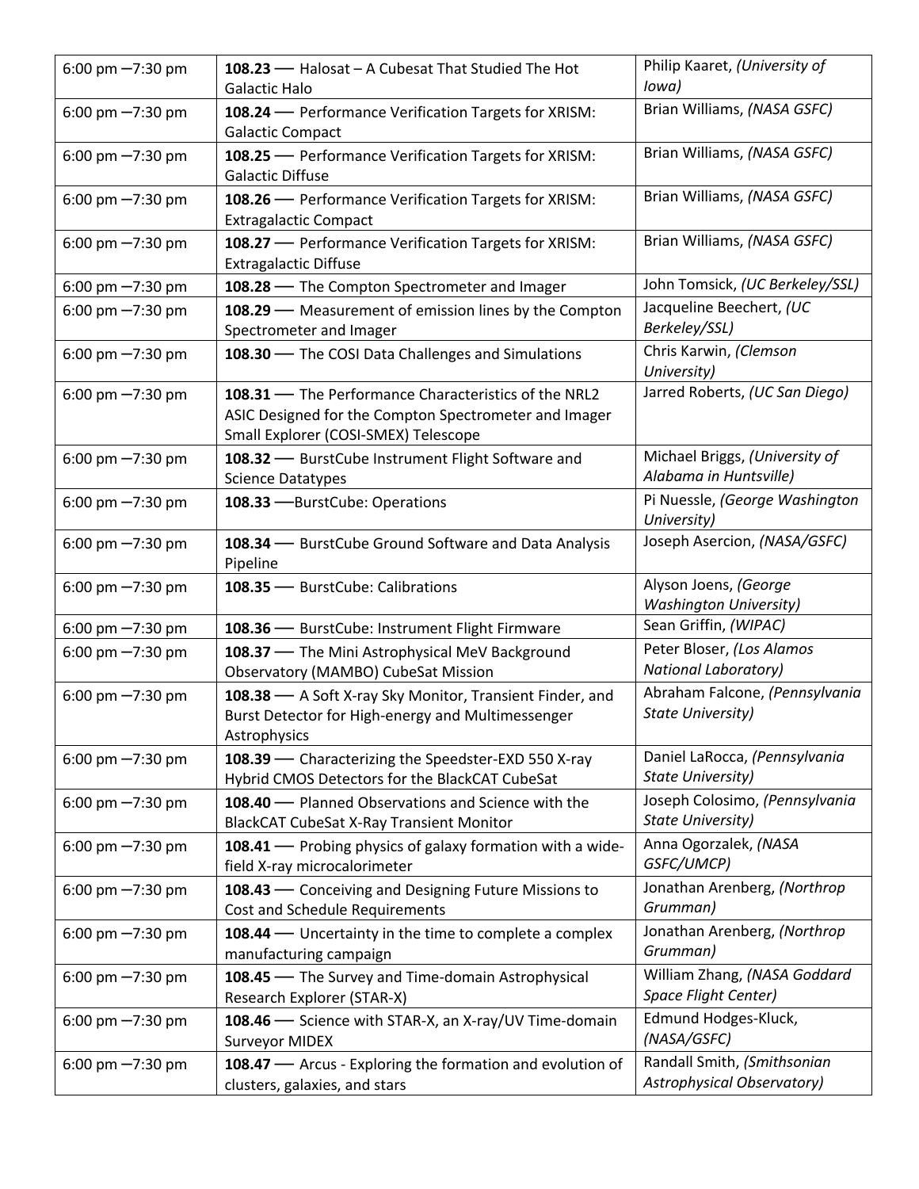| | | |
|---|---|---|
| 6:00 pm –7:30 pm | **108.23** — Halosat – A Cubesat That Studied The Hot Galactic Halo | Philip Kaaret, *(University of Iowa)* |
| 6:00 pm –7:30 pm | **108.24** — Performance Verification Targets for XRISM: Galactic Compact | Brian Williams, *(NASA GSFC)* |
| 6:00 pm –7:30 pm | **108.25** — Performance Verification Targets for XRISM: Galactic Diffuse | Brian Williams, *(NASA GSFC)* |
| 6:00 pm –7:30 pm | **108.26** — Performance Verification Targets for XRISM: Extragalactic Compact | Brian Williams, *(NASA GSFC)* |
| 6:00 pm –7:30 pm | **108.27** — Performance Verification Targets for XRISM: Extragalactic Diffuse | Brian Williams, *(NASA GSFC)* |
| 6:00 pm –7:30 pm | **108.28** — The Compton Spectrometer and Imager | John Tomsick, *(UC Berkeley/SSL)* |
| 6:00 pm –7:30 pm | **108.29** — Measurement of emission lines by the Compton Spectrometer and Imager | Jacqueline Beechert, *(UC Berkeley/SSL)* |
| 6:00 pm –7:30 pm | **108.30** — The COSI Data Challenges and Simulations | Chris Karwin, *(Clemson University)* |
| 6:00 pm –7:30 pm | **108.31** — The Performance Characteristics of the NRL2 ASIC Designed for the Compton Spectrometer and Imager Small Explorer (COSI-SMEX) Telescope | Jarred Roberts, *(UC San Diego)* |
| 6:00 pm –7:30 pm | **108.32** — BurstCube Instrument Flight Software and Science Datatypes | Michael Briggs, *(University of Alabama in Huntsville)* |
| 6:00 pm –7:30 pm | **108.33** —BurstCube: Operations | Pi Nuessle, *(George Washington University)* |
| 6:00 pm –7:30 pm | **108.34** — BurstCube Ground Software and Data Analysis Pipeline | Joseph Asercion, *(NASA/GSFC)* |
| 6:00 pm –7:30 pm | **108.35** — BurstCube: Calibrations | Alyson Joens, *(George Washington University)* |
| 6:00 pm –7:30 pm | **108.36** — BurstCube: Instrument Flight Firmware | Sean Griffin, *(WIPAC)* |
| 6:00 pm –7:30 pm | **108.37** — The Mini Astrophysical MeV Background Observatory (MAMBO) CubeSat Mission | Peter Bloser, *(Los Alamos National Laboratory)* |
| 6:00 pm –7:30 pm | **108.38** — A Soft X-ray Sky Monitor, Transient Finder, and Burst Detector for High-energy and Multimessenger Astrophysics | Abraham Falcone, *(Pennsylvania State University)* |
| 6:00 pm –7:30 pm | **108.39** — Characterizing the Speedster-EXD 550 X-ray Hybrid CMOS Detectors for the BlackCAT CubeSat | Daniel LaRocca, *(Pennsylvania State University)* |
| 6:00 pm –7:30 pm | **108.40** — Planned Observations and Science with the BlackCAT CubeSat X-Ray Transient Monitor | Joseph Colosimo, *(Pennsylvania State University)* |
| 6:00 pm –7:30 pm | **108.41** — Probing physics of galaxy formation with a wide-field X-ray microcalorimeter | Anna Ogorzalek, *(NASA GSFC/UMCP)* |
| 6:00 pm –7:30 pm | **108.43** — Conceiving and Designing Future Missions to Cost and Schedule Requirements | Jonathan Arenberg, *(Northrop Grumman)* |
| 6:00 pm –7:30 pm | **108.44** — Uncertainty in the time to complete a complex manufacturing campaign | Jonathan Arenberg, *(Northrop Grumman)* |
| 6:00 pm –7:30 pm | **108.45** — The Survey and Time-domain Astrophysical Research Explorer (STAR-X) | William Zhang, *(NASA Goddard Space Flight Center)* |
| 6:00 pm –7:30 pm | **108.46** — Science with STAR-X, an X-ray/UV Time-domain Surveyor MIDEX | Edmund Hodges-Kluck, *(NASA/GSFC)* |
| 6:00 pm –7:30 pm | **108.47** — Arcus - Exploring the formation and evolution of clusters, galaxies, and stars | Randall Smith, *(Smithsonian Astrophysical Observatory)* |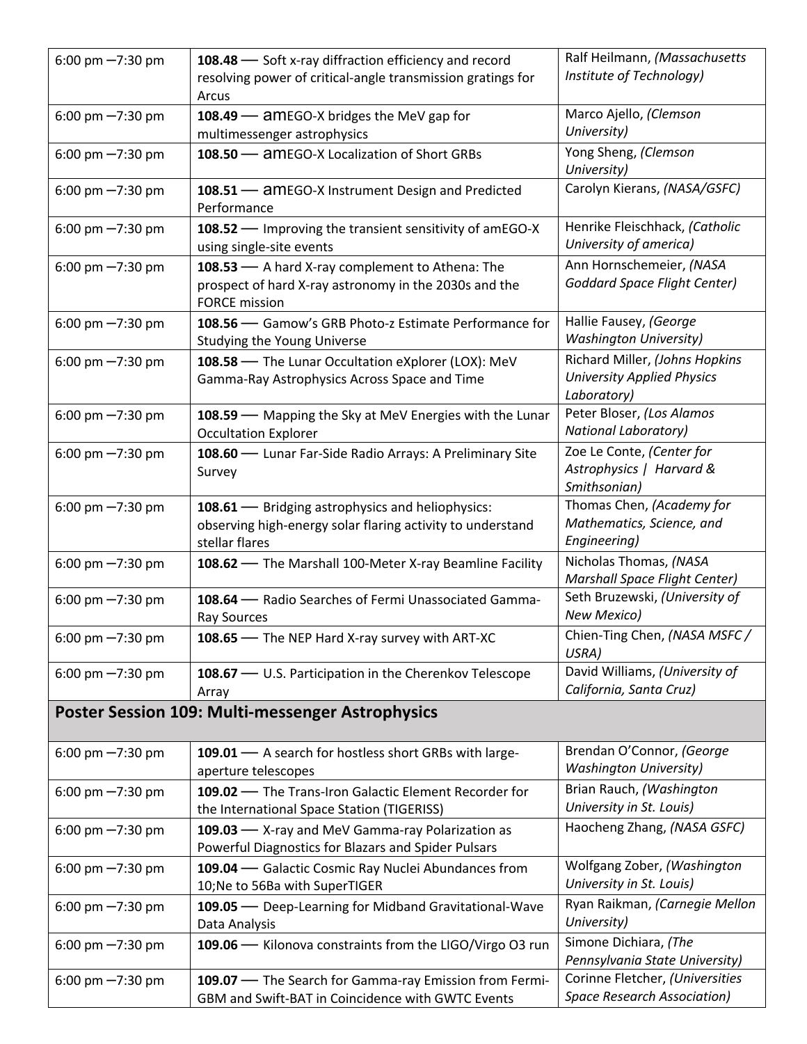| | | |
|---|---|---|
| 6:00 pm –7:30 pm | **108.48** –– Soft x-ray diffraction efficiency and record resolving power of critical-angle transmission gratings for Arcus | Ralf Heilmann, *(Massachusetts Institute of Technology)* |
| 6:00 pm –7:30 pm | **108.49** –– amEGO-X bridges the MeV gap for multimessenger astrophysics | Marco Ajello, *(Clemson University)* |
| 6:00 pm –7:30 pm | **108.50** –– amEGO-X Localization of Short GRBs | Yong Sheng, *(Clemson University)* |
| 6:00 pm –7:30 pm | **108.51** –– amEGO-X Instrument Design and Predicted Performance | Carolyn Kierans, *(NASA/GSFC)* |
| 6:00 pm –7:30 pm | **108.52** –– Improving the transient sensitivity of amEGO-X using single-site events | Henrike Fleischhack, *(Catholic University of america)* |
| 6:00 pm –7:30 pm | **108.53** –– A hard X-ray complement to Athena: The prospect of hard X-ray astronomy in the 2030s and the FORCE mission | Ann Hornschemeier, *(NASA Goddard Space Flight Center)* |
| 6:00 pm –7:30 pm | **108.56** –– Gamow's GRB Photo-z Estimate Performance for Studying the Young Universe | Hallie Fausey, *(George Washington University)* |
| 6:00 pm –7:30 pm | **108.58** –– The Lunar Occultation eXplorer (LOX): MeV Gamma-Ray Astrophysics Across Space and Time | Richard Miller, *(Johns Hopkins University Applied Physics Laboratory)* |
| 6:00 pm –7:30 pm | **108.59** –– Mapping the Sky at MeV Energies with the Lunar Occultation Explorer | Peter Bloser, *(Los Alamos National Laboratory)* |
| 6:00 pm –7:30 pm | **108.60** –– Lunar Far-Side Radio Arrays: A Preliminary Site Survey | Zoe Le Conte, *(Center for Astrophysics \| Harvard & Smithsonian)* |
| 6:00 pm –7:30 pm | **108.61** –– Bridging astrophysics and heliophysics: observing high-energy solar flaring activity to understand stellar flares | Thomas Chen, *(Academy for Mathematics, Science, and Engineering)* |
| 6:00 pm –7:30 pm | **108.62** –– The Marshall 100-Meter X-ray Beamline Facility | Nicholas Thomas, *(NASA Marshall Space Flight Center)* |
| 6:00 pm –7:30 pm | **108.64** –– Radio Searches of Fermi Unassociated Gamma-Ray Sources | Seth Bruzewski, *(University of New Mexico)* |
| 6:00 pm –7:30 pm | **108.65** –– The NEP Hard X-ray survey with ART-XC | Chien-Ting Chen, *(NASA MSFC / USRA)* |
| 6:00 pm –7:30 pm | **108.67** –– U.S. Participation in the Cherenkov Telescope Array | David Williams, *(University of California, Santa Cruz)* |

## Poster Session 109: Multi-messenger Astrophysics

| | | |
|---|---|---|
| 6:00 pm –7:30 pm | **109.01** –– A search for hostless short GRBs with large-aperture telescopes | Brendan O'Connor, *(George Washington University)* |
| 6:00 pm –7:30 pm | **109.02** –– The Trans-Iron Galactic Element Recorder for the International Space Station (TIGERISS) | Brian Rauch, *(Washington University in St. Louis)* |
| 6:00 pm –7:30 pm | **109.03** –– X-ray and MeV Gamma-ray Polarization as Powerful Diagnostics for Blazars and Spider Pulsars | Haocheng Zhang, *(NASA GSFC)* |
| 6:00 pm –7:30 pm | **109.04** –– Galactic Cosmic Ray Nuclei Abundances from 10;Ne to 56Ba with SuperTIGER | Wolfgang Zober, *(Washington University in St. Louis)* |
| 6:00 pm –7:30 pm | **109.05** –– Deep-Learning for Midband Gravitational-Wave Data Analysis | Ryan Raikman, *(Carnegie Mellon University)* |
| 6:00 pm –7:30 pm | **109.06** –– Kilonova constraints from the LIGO/Virgo O3 run | Simone Dichiara, *(The Pennsylvania State University)* |
| 6:00 pm –7:30 pm | **109.07** –– The Search for Gamma-ray Emission from Fermi-GBM and Swift-BAT in Coincidence with GWTC Events | Corinne Fletcher, *(Universities Space Research Association)* |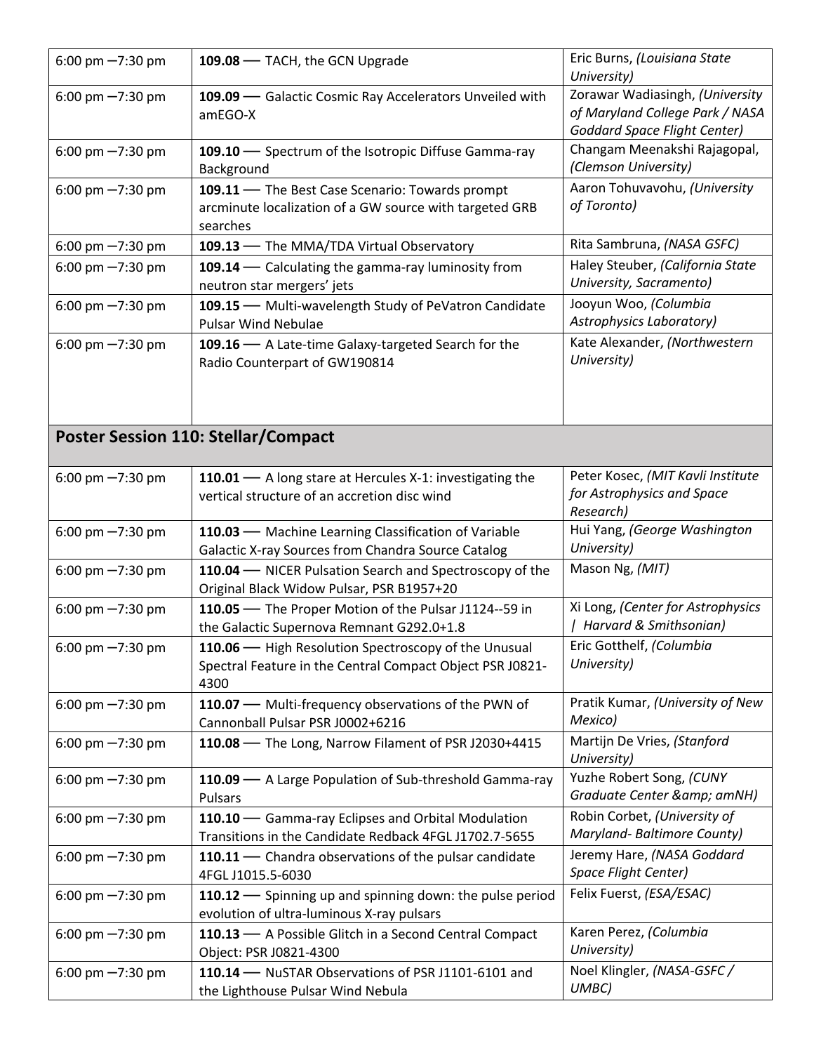| | | |
|---|---|---|
| 6:00 pm –7:30 pm | **109.08** –– TACH, the GCN Upgrade | Eric Burns, *(Louisiana State University)* |
| 6:00 pm –7:30 pm | **109.09** –– Galactic Cosmic Ray Accelerators Unveiled with amEGO-X | Zorawar Wadiasingh, *(University of Maryland College Park / NASA Goddard Space Flight Center)* |
| 6:00 pm –7:30 pm | **109.10** –– Spectrum of the Isotropic Diffuse Gamma-ray Background | Changam Meenakshi Rajagopal, *(Clemson University)* |
| 6:00 pm –7:30 pm | **109.11** –– The Best Case Scenario: Towards prompt arcminute localization of a GW source with targeted GRB searches | Aaron Tohuvavohu, *(University of Toronto)* |
| 6:00 pm –7:30 pm | **109.13** –– The MMA/TDA Virtual Observatory | Rita Sambruna, *(NASA GSFC)* |
| 6:00 pm –7:30 pm | **109.14** –– Calculating the gamma-ray luminosity from neutron star mergers' jets | Haley Steuber, *(California State University, Sacramento)* |
| 6:00 pm –7:30 pm | **109.15** –– Multi-wavelength Study of PeVatron Candidate Pulsar Wind Nebulae | Jooyun Woo, *(Columbia Astrophysics Laboratory)* |
| 6:00 pm –7:30 pm | **109.16** –– A Late-time Galaxy-targeted Search for the Radio Counterpart of GW190814 | Kate Alexander, *(Northwestern University)* |

## Poster Session 110: Stellar/Compact

| | | |
|---|---|---|
| 6:00 pm –7:30 pm | **110.01** –– A long stare at Hercules X-1: investigating the vertical structure of an accretion disc wind | Peter Kosec, *(MIT Kavli Institute for Astrophysics and Space Research)* |
| 6:00 pm –7:30 pm | **110.03** –– Machine Learning Classification of Variable Galactic X-ray Sources from Chandra Source Catalog | Hui Yang, *(George Washington University)* |
| 6:00 pm –7:30 pm | **110.04** –– NICER Pulsation Search and Spectroscopy of the Original Black Widow Pulsar, PSR B1957+20 | Mason Ng, *(MIT)* |
| 6:00 pm –7:30 pm | **110.05** –– The Proper Motion of the Pulsar J1124--59 in the Galactic Supernova Remnant G292.0+1.8 | Xi Long, *(Center for Astrophysics \| Harvard & Smithsonian)* |
| 6:00 pm –7:30 pm | **110.06** –– High Resolution Spectroscopy of the Unusual Spectral Feature in the Central Compact Object PSR J0821-4300 | Eric Gotthelf, *(Columbia University)* |
| 6:00 pm –7:30 pm | **110.07** –– Multi-frequency observations of the PWN of Cannonball Pulsar PSR J0002+6216 | Pratik Kumar, *(University of New Mexico)* |
| 6:00 pm –7:30 pm | **110.08** –– The Long, Narrow Filament of PSR J2030+4415 | Martijn De Vries, *(Stanford University)* |
| 6:00 pm –7:30 pm | **110.09** –– A Large Population of Sub-threshold Gamma-ray Pulsars | Yuzhe Robert Song, *(CUNY Graduate Center &amp; amNH)* |
| 6:00 pm –7:30 pm | **110.10** –– Gamma-ray Eclipses and Orbital Modulation Transitions in the Candidate Redback 4FGL J1702.7-5655 | Robin Corbet, *(University of Maryland- Baltimore County)* |
| 6:00 pm –7:30 pm | **110.11** –– Chandra observations of the pulsar candidate 4FGL J1015.5-6030 | Jeremy Hare, *(NASA Goddard Space Flight Center)* |
| 6:00 pm –7:30 pm | **110.12** –– Spinning up and spinning down: the pulse period evolution of ultra-luminous X-ray pulsars | Felix Fuerst, *(ESA/ESAC)* |
| 6:00 pm –7:30 pm | **110.13** –– A Possible Glitch in a Second Central Compact Object: PSR J0821-4300 | Karen Perez, *(Columbia University)* |
| 6:00 pm –7:30 pm | **110.14** –– NuSTAR Observations of PSR J1101-6101 and the Lighthouse Pulsar Wind Nebula | Noel Klingler, *(NASA-GSFC / UMBC)* |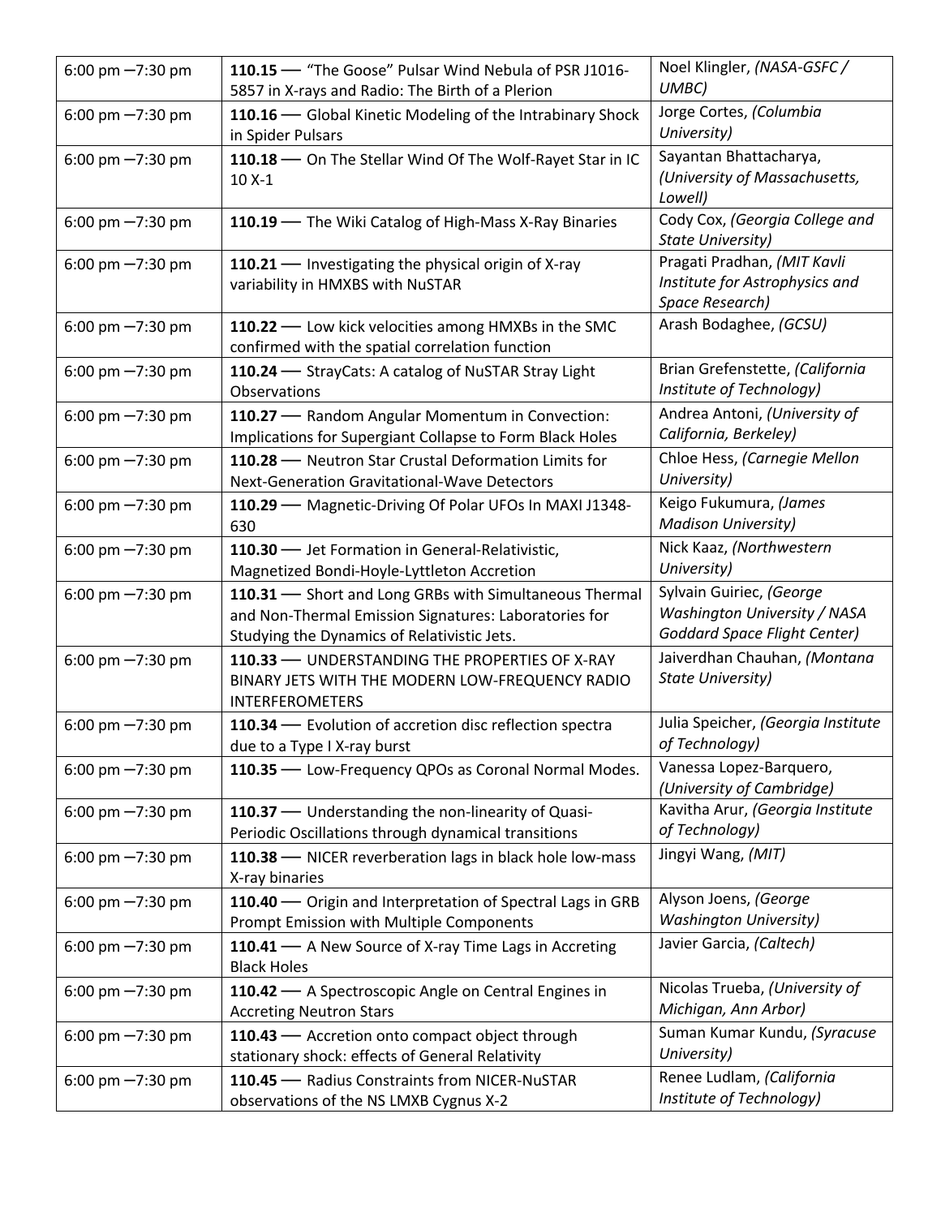| | | |
|---|---|---|
| 6:00 pm –7:30 pm | **110.15** — "The Goose" Pulsar Wind Nebula of PSR J1016-5857 in X-rays and Radio: The Birth of a Plerion | Noel Klingler, *(NASA-GSFC / UMBC)* |
| 6:00 pm –7:30 pm | **110.16** — Global Kinetic Modeling of the Intrabinary Shock in Spider Pulsars | Jorge Cortes, *(Columbia University)* |
| 6:00 pm –7:30 pm | **110.18** — On The Stellar Wind Of The Wolf-Rayet Star in IC 10 X-1 | Sayantan Bhattacharya, *(University of Massachusetts, Lowell)* |
| 6:00 pm –7:30 pm | **110.19** — The Wiki Catalog of High-Mass X-Ray Binaries | Cody Cox, *(Georgia College and State University)* |
| 6:00 pm –7:30 pm | **110.21** — Investigating the physical origin of X-ray variability in HMXBS with NuSTAR | Pragati Pradhan, *(MIT Kavli Institute for Astrophysics and Space Research)* |
| 6:00 pm –7:30 pm | **110.22** — Low kick velocities among HMXBs in the SMC confirmed with the spatial correlation function | Arash Bodaghee, *(GCSU)* |
| 6:00 pm –7:30 pm | **110.24** — StrayCats: A catalog of NuSTAR Stray Light Observations | Brian Grefenstette, *(California Institute of Technology)* |
| 6:00 pm –7:30 pm | **110.27** — Random Angular Momentum in Convection: Implications for Supergiant Collapse to Form Black Holes | Andrea Antoni, *(University of California, Berkeley)* |
| 6:00 pm –7:30 pm | **110.28** — Neutron Star Crustal Deformation Limits for Next-Generation Gravitational-Wave Detectors | Chloe Hess, *(Carnegie Mellon University)* |
| 6:00 pm –7:30 pm | **110.29** — Magnetic-Driving Of Polar UFOs In MAXI J1348-630 | Keigo Fukumura, *(James Madison University)* |
| 6:00 pm –7:30 pm | **110.30** — Jet Formation in General-Relativistic, Magnetized Bondi-Hoyle-Lyttleton Accretion | Nick Kaaz, *(Northwestern University)* |
| 6:00 pm –7:30 pm | **110.31** — Short and Long GRBs with Simultaneous Thermal and Non-Thermal Emission Signatures: Laboratories for Studying the Dynamics of Relativistic Jets. | Sylvain Guiriec, *(George Washington University / NASA Goddard Space Flight Center)* |
| 6:00 pm –7:30 pm | **110.33** — UNDERSTANDING THE PROPERTIES OF X-RAY BINARY JETS WITH THE MODERN LOW-FREQUENCY RADIO INTERFEROMETERS | Jaiverdhan Chauhan, *(Montana State University)* |
| 6:00 pm –7:30 pm | **110.34** — Evolution of accretion disc reflection spectra due to a Type I X-ray burst | Julia Speicher, *(Georgia Institute of Technology)* |
| 6:00 pm –7:30 pm | **110.35** — Low-Frequency QPOs as Coronal Normal Modes. | Vanessa Lopez-Barquero, *(University of Cambridge)* |
| 6:00 pm –7:30 pm | **110.37** — Understanding the non-linearity of Quasi-Periodic Oscillations through dynamical transitions | Kavitha Arur, *(Georgia Institute of Technology)* |
| 6:00 pm –7:30 pm | **110.38** — NICER reverberation lags in black hole low-mass X-ray binaries | Jingyi Wang, *(MIT)* |
| 6:00 pm –7:30 pm | **110.40** — Origin and Interpretation of Spectral Lags in GRB Prompt Emission with Multiple Components | Alyson Joens, *(George Washington University)* |
| 6:00 pm –7:30 pm | **110.41** — A New Source of X-ray Time Lags in Accreting Black Holes | Javier Garcia, *(Caltech)* |
| 6:00 pm –7:30 pm | **110.42** — A Spectroscopic Angle on Central Engines in Accreting Neutron Stars | Nicolas Trueba, *(University of Michigan, Ann Arbor)* |
| 6:00 pm –7:30 pm | **110.43** — Accretion onto compact object through stationary shock: effects of General Relativity | Suman Kumar Kundu, *(Syracuse University)* |
| 6:00 pm –7:30 pm | **110.45** — Radius Constraints from NICER-NuSTAR observations of the NS LMXB Cygnus X-2 | Renee Ludlam, *(California Institute of Technology)* |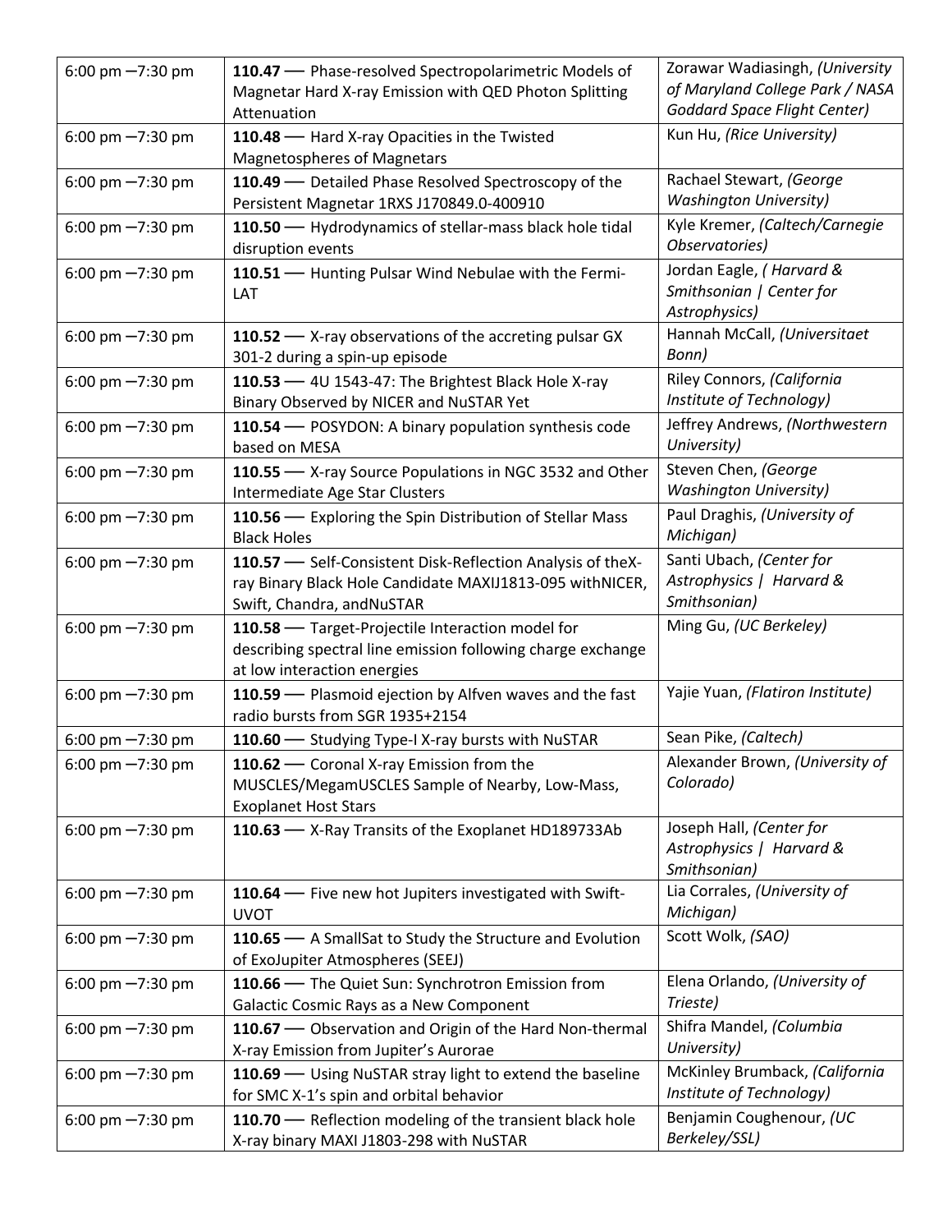| | | |
|---|---|---|
| 6:00 pm –7:30 pm | **110.47** — Phase-resolved Spectropolarimetric Models of Magnetar Hard X-ray Emission with QED Photon Splitting Attenuation | Zorawar Wadiasingh, *(University of Maryland College Park / NASA Goddard Space Flight Center)* |
| 6:00 pm –7:30 pm | **110.48** — Hard X-ray Opacities in the Twisted Magnetospheres of Magnetars | Kun Hu, *(Rice University)* |
| 6:00 pm –7:30 pm | **110.49** — Detailed Phase Resolved Spectroscopy of the Persistent Magnetar 1RXS J170849.0-400910 | Rachael Stewart, *(George Washington University)* |
| 6:00 pm –7:30 pm | **110.50** — Hydrodynamics of stellar-mass black hole tidal disruption events | Kyle Kremer, *(Caltech/Carnegie Observatories)* |
| 6:00 pm –7:30 pm | **110.51** — Hunting Pulsar Wind Nebulae with the Fermi-LAT | Jordan Eagle, *( Harvard & Smithsonian \| Center for Astrophysics)* |
| 6:00 pm –7:30 pm | **110.52** — X-ray observations of the accreting pulsar GX 301-2 during a spin-up episode | Hannah McCall, *(Universitaet Bonn)* |
| 6:00 pm –7:30 pm | **110.53** — 4U 1543-47: The Brightest Black Hole X-ray Binary Observed by NICER and NuSTAR Yet | Riley Connors, *(California Institute of Technology)* |
| 6:00 pm –7:30 pm | **110.54** — POSYDON: A binary population synthesis code based on MESA | Jeffrey Andrews, *(Northwestern University)* |
| 6:00 pm –7:30 pm | **110.55** — X-ray Source Populations in NGC 3532 and Other Intermediate Age Star Clusters | Steven Chen, *(George Washington University)* |
| 6:00 pm –7:30 pm | **110.56** — Exploring the Spin Distribution of Stellar Mass Black Holes | Paul Draghis, *(University of Michigan)* |
| 6:00 pm –7:30 pm | **110.57** — Self-Consistent Disk-Reflection Analysis of theX-ray Binary Black Hole Candidate MAXIJ1813-095 withNICER, Swift, Chandra, andNuSTAR | Santi Ubach, *(Center for Astrophysics \| Harvard & Smithsonian)* |
| 6:00 pm –7:30 pm | **110.58** — Target-Projectile Interaction model for describing spectral line emission following charge exchange at low interaction energies | Ming Gu, *(UC Berkeley)* |
| 6:00 pm –7:30 pm | **110.59** — Plasmoid ejection by Alfven waves and the fast radio bursts from SGR 1935+2154 | Yajie Yuan, *(Flatiron Institute)* |
| 6:00 pm –7:30 pm | **110.60** — Studying Type-I X-ray bursts with NuSTAR | Sean Pike, *(Caltech)* |
| 6:00 pm –7:30 pm | **110.62** — Coronal X-ray Emission from the MUSCLES/MegamUSCLES Sample of Nearby, Low-Mass, Exoplanet Host Stars | Alexander Brown, *(University of Colorado)* |
| 6:00 pm –7:30 pm | **110.63** — X-Ray Transits of the Exoplanet HD189733Ab | Joseph Hall, *(Center for Astrophysics \| Harvard & Smithsonian)* |
| 6:00 pm –7:30 pm | **110.64** — Five new hot Jupiters investigated with Swift-UVOT | Lia Corrales, *(University of Michigan)* |
| 6:00 pm –7:30 pm | **110.65** — A SmallSat to Study the Structure and Evolution of ExoJupiter Atmospheres (SEEJ) | Scott Wolk, *(SAO)* |
| 6:00 pm –7:30 pm | **110.66** — The Quiet Sun: Synchrotron Emission from Galactic Cosmic Rays as a New Component | Elena Orlando, *(University of Trieste)* |
| 6:00 pm –7:30 pm | **110.67** — Observation and Origin of the Hard Non-thermal X-ray Emission from Jupiter's Aurorae | Shifra Mandel, *(Columbia University)* |
| 6:00 pm –7:30 pm | **110.69** — Using NuSTAR stray light to extend the baseline for SMC X-1's spin and orbital behavior | McKinley Brumback, *(California Institute of Technology)* |
| 6:00 pm –7:30 pm | **110.70** — Reflection modeling of the transient black hole X-ray binary MAXI J1803-298 with NuSTAR | Benjamin Coughenour, *(UC Berkeley/SSL)* |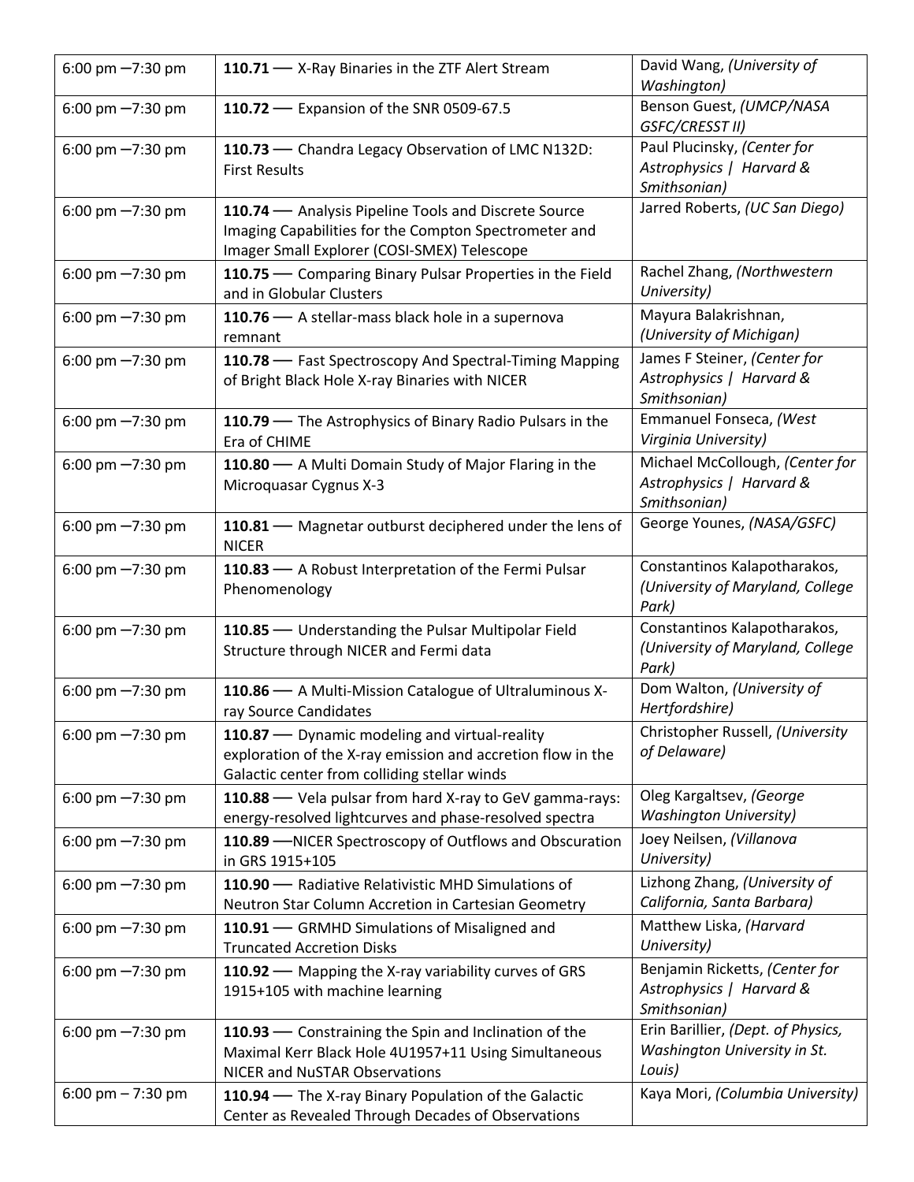| | | |
|---|---|---|
| 6:00 pm –7:30 pm | **110.71** –– X-Ray Binaries in the ZTF Alert Stream | David Wang, *(University of Washington)* |
| 6:00 pm –7:30 pm | **110.72** –– Expansion of the SNR 0509-67.5 | Benson Guest, *(UMCP/NASA GSFC/CRESST II)* |
| 6:00 pm –7:30 pm | **110.73** –– Chandra Legacy Observation of LMC N132D: First Results | Paul Plucinsky, *(Center for Astrophysics \| Harvard & Smithsonian)* |
| 6:00 pm –7:30 pm | **110.74** –– Analysis Pipeline Tools and Discrete Source Imaging Capabilities for the Compton Spectrometer and Imager Small Explorer (COSI-SMEX) Telescope | Jarred Roberts, *(UC San Diego)* |
| 6:00 pm –7:30 pm | **110.75** –– Comparing Binary Pulsar Properties in the Field and in Globular Clusters | Rachel Zhang, *(Northwestern University)* |
| 6:00 pm –7:30 pm | **110.76** –– A stellar-mass black hole in a supernova remnant | Mayura Balakrishnan, *(University of Michigan)* |
| 6:00 pm –7:30 pm | **110.78** –– Fast Spectroscopy And Spectral-Timing Mapping of Bright Black Hole X-ray Binaries with NICER | James F Steiner, *(Center for Astrophysics \| Harvard & Smithsonian)* |
| 6:00 pm –7:30 pm | **110.79** –– The Astrophysics of Binary Radio Pulsars in the Era of CHIME | Emmanuel Fonseca, *(West Virginia University)* |
| 6:00 pm –7:30 pm | **110.80** –– A Multi Domain Study of Major Flaring in the Microquasar Cygnus X-3 | Michael McCollough, *(Center for Astrophysics \| Harvard & Smithsonian)* |
| 6:00 pm –7:30 pm | **110.81** –– Magnetar outburst deciphered under the lens of NICER | George Younes, *(NASA/GSFC)* |
| 6:00 pm –7:30 pm | **110.83** –– A Robust Interpretation of the Fermi Pulsar Phenomenology | Constantinos Kalapotharakos, *(University of Maryland, College Park)* |
| 6:00 pm –7:30 pm | **110.85** –– Understanding the Pulsar Multipolar Field Structure through NICER and Fermi data | Constantinos Kalapotharakos, *(University of Maryland, College Park)* |
| 6:00 pm –7:30 pm | **110.86** –– A Multi-Mission Catalogue of Ultraluminous X-ray Source Candidates | Dom Walton, *(University of Hertfordshire)* |
| 6:00 pm –7:30 pm | **110.87** –– Dynamic modeling and virtual-reality exploration of the X-ray emission and accretion flow in the Galactic center from colliding stellar winds | Christopher Russell, *(University of Delaware)* |
| 6:00 pm –7:30 pm | **110.88** –– Vela pulsar from hard X-ray to GeV gamma-rays: energy-resolved lightcurves and phase-resolved spectra | Oleg Kargaltsev, *(George Washington University)* |
| 6:00 pm –7:30 pm | **110.89** ––NICER Spectroscopy of Outflows and Obscuration in GRS 1915+105 | Joey Neilsen, *(Villanova University)* |
| 6:00 pm –7:30 pm | **110.90** –– Radiative Relativistic MHD Simulations of Neutron Star Column Accretion in Cartesian Geometry | Lizhong Zhang, *(University of California, Santa Barbara)* |
| 6:00 pm –7:30 pm | **110.91** –– GRMHD Simulations of Misaligned and Truncated Accretion Disks | Matthew Liska, *(Harvard University)* |
| 6:00 pm –7:30 pm | **110.92** –– Mapping the X-ray variability curves of GRS 1915+105 with machine learning | Benjamin Ricketts, *(Center for Astrophysics \| Harvard & Smithsonian)* |
| 6:00 pm –7:30 pm | **110.93** –– Constraining the Spin and Inclination of the Maximal Kerr Black Hole 4U1957+11 Using Simultaneous NICER and NuSTAR Observations | Erin Barillier, *(Dept. of Physics, Washington University in St. Louis)* |
| 6:00 pm – 7:30 pm | **110.94** –– The X-ray Binary Population of the Galactic Center as Revealed Through Decades of Observations | Kaya Mori, *(Columbia University)* |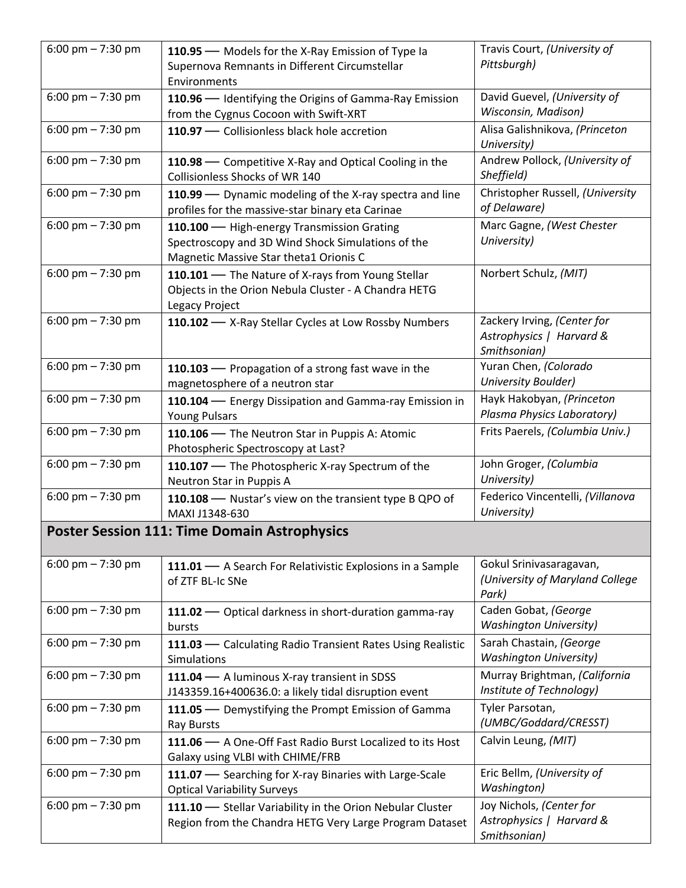| | | |
|---|---|---|
| 6:00 pm – 7:30 pm | **110.95** — Models for the X-Ray Emission of Type Ia Supernova Remnants in Different Circumstellar Environments | Travis Court, *(University of Pittsburgh)* |
| 6:00 pm – 7:30 pm | **110.96** — Identifying the Origins of Gamma-Ray Emission from the Cygnus Cocoon with Swift-XRT | David Guevel, *(University of Wisconsin, Madison)* |
| 6:00 pm – 7:30 pm | **110.97** — Collisionless black hole accretion | Alisa Galishnikova, *(Princeton University)* |
| 6:00 pm – 7:30 pm | **110.98** — Competitive X-Ray and Optical Cooling in the Collisionless Shocks of WR 140 | Andrew Pollock, *(University of Sheffield)* |
| 6:00 pm – 7:30 pm | **110.99** — Dynamic modeling of the X-ray spectra and line profiles for the massive-star binary eta Carinae | Christopher Russell, *(University of Delaware)* |
| 6:00 pm – 7:30 pm | **110.100** — High-energy Transmission Grating Spectroscopy and 3D Wind Shock Simulations of the Magnetic Massive Star theta1 Orionis C | Marc Gagne, *(West Chester University)* |
| 6:00 pm – 7:30 pm | **110.101** — The Nature of X-rays from Young Stellar Objects in the Orion Nebula Cluster - A Chandra HETG Legacy Project | Norbert Schulz, *(MIT)* |
| 6:00 pm – 7:30 pm | **110.102** — X-Ray Stellar Cycles at Low Rossby Numbers | Zackery Irving, *(Center for Astrophysics \| Harvard & Smithsonian)* |
| 6:00 pm – 7:30 pm | **110.103** — Propagation of a strong fast wave in the magnetosphere of a neutron star | Yuran Chen, *(Colorado University Boulder)* |
| 6:00 pm – 7:30 pm | **110.104** — Energy Dissipation and Gamma-ray Emission in Young Pulsars | Hayk Hakobyan, *(Princeton Plasma Physics Laboratory)* |
| 6:00 pm – 7:30 pm | **110.106** — The Neutron Star in Puppis A: Atomic Photospheric Spectroscopy at Last? | Frits Paerels, *(Columbia Univ.)* |
| 6:00 pm – 7:30 pm | **110.107** — The Photospheric X-ray Spectrum of the Neutron Star in Puppis A | John Groger, *(Columbia University)* |
| 6:00 pm – 7:30 pm | **110.108** — Nustar's view on the transient type B QPO of MAXI J1348-630 | Federico Vincentelli, *(Villanova University)* |
| **Poster Session 111: Time Domain Astrophysics** | | |
| 6:00 pm – 7:30 pm | **111.01** — A Search For Relativistic Explosions in a Sample of ZTF BL-Ic SNe | Gokul Srinivasaragavan, *(University of Maryland College Park)* |
| 6:00 pm – 7:30 pm | **111.02** — Optical darkness in short-duration gamma-ray bursts | Caden Gobat, *(George Washington University)* |
| 6:00 pm – 7:30 pm | **111.03** — Calculating Radio Transient Rates Using Realistic Simulations | Sarah Chastain, *(George Washington University)* |
| 6:00 pm – 7:30 pm | **111.04** — A luminous X-ray transient in SDSS J143359.16+400636.0: a likely tidal disruption event | Murray Brightman, *(California Institute of Technology)* |
| 6:00 pm – 7:30 pm | **111.05** — Demystifying the Prompt Emission of Gamma Ray Bursts | Tyler Parsotan, *(UMBC/Goddard/CRESST)* |
| 6:00 pm – 7:30 pm | **111.06** — A One-Off Fast Radio Burst Localized to its Host Galaxy using VLBI with CHIME/FRB | Calvin Leung, *(MIT)* |
| 6:00 pm – 7:30 pm | **111.07** — Searching for X-ray Binaries with Large-Scale Optical Variability Surveys | Eric Bellm, *(University of Washington)* |
| 6:00 pm – 7:30 pm | **111.10** — Stellar Variability in the Orion Nebular Cluster Region from the Chandra HETG Very Large Program Dataset | Joy Nichols, *(Center for Astrophysics \| Harvard & Smithsonian)* |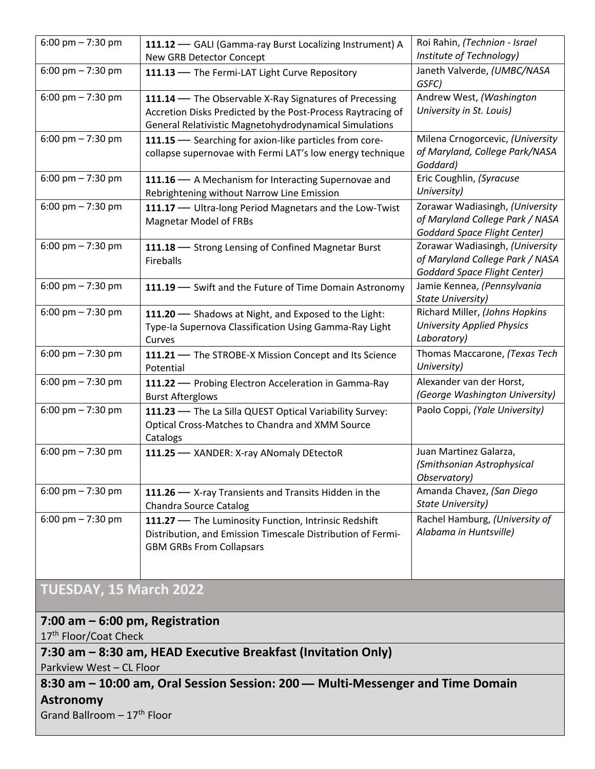| | | |
|---|---|---|
| 6:00 pm – 7:30 pm | **111.12** –– GALI (Gamma-ray Burst Localizing Instrument) A New GRB Detector Concept | Roi Rahin, *(Technion - Israel Institute of Technology)* |
| 6:00 pm – 7:30 pm | **111.13** –– The Fermi-LAT Light Curve Repository | Janeth Valverde, *(UMBC/NASA GSFC)* |
| 6:00 pm – 7:30 pm | **111.14** –– The Observable X-Ray Signatures of Precessing Accretion Disks Predicted by the Post-Process Raytracing of General Relativistic Magnetohydrodynamical Simulations | Andrew West, *(Washington University in St. Louis)* |
| 6:00 pm – 7:30 pm | **111.15** –– Searching for axion-like particles from core-collapse supernovae with Fermi LAT's low energy technique | Milena Crnogorcevic, *(University of Maryland, College Park/NASA Goddard)* |
| 6:00 pm – 7:30 pm | **111.16** –– A Mechanism for Interacting Supernovae and Rebrightening without Narrow Line Emission | Eric Coughlin, *(Syracuse University)* |
| 6:00 pm – 7:30 pm | **111.17** –– Ultra-long Period Magnetars and the Low-Twist Magnetar Model of FRBs | Zorawar Wadiasingh, *(University of Maryland College Park / NASA Goddard Space Flight Center)* |
| 6:00 pm – 7:30 pm | **111.18** –– Strong Lensing of Confined Magnetar Burst Fireballs | Zorawar Wadiasingh, *(University of Maryland College Park / NASA Goddard Space Flight Center)* |
| 6:00 pm – 7:30 pm | **111.19** –– Swift and the Future of Time Domain Astronomy | Jamie Kennea, *(Pennsylvania State University)* |
| 6:00 pm – 7:30 pm | **111.20** –– Shadows at Night, and Exposed to the Light: Type-Ia Supernova Classification Using Gamma-Ray Light Curves | Richard Miller, *(Johns Hopkins University Applied Physics Laboratory)* |
| 6:00 pm – 7:30 pm | **111.21** –– The STROBE-X Mission Concept and Its Science Potential | Thomas Maccarone, *(Texas Tech University)* |
| 6:00 pm – 7:30 pm | **111.22** –– Probing Electron Acceleration in Gamma-Ray Burst Afterglows | Alexander van der Horst, *(George Washington University)* |
| 6:00 pm – 7:30 pm | **111.23** –– The La Silla QUEST Optical Variability Survey: Optical Cross-Matches to Chandra and XMM Source Catalogs | Paolo Coppi, *(Yale University)* |
| 6:00 pm – 7:30 pm | **111.25** –– XANDER: X-ray ANomaly DEtectoR | Juan Martinez Galarza, *(Smithsonian Astrophysical Observatory)* |
| 6:00 pm – 7:30 pm | **111.26** –– X-ray Transients and Transits Hidden in the Chandra Source Catalog | Amanda Chavez, *(San Diego State University)* |
| 6:00 pm – 7:30 pm | **111.27** –– The Luminosity Function, Intrinsic Redshift Distribution, and Emission Timescale Distribution of Fermi-GBM GRBs From Collapsars | Rachel Hamburg, *(University of Alabama in Huntsville)* |

## TUESDAY, 15 March 2022

**7:00 am – 6:00 pm, Registration**
17th Floor/Coat Check

**7:30 am – 8:30 am, HEAD Executive Breakfast (Invitation Only)**
Parkview West – CL Floor

**8:30 am – 10:00 am, Oral Session Session: 200 — Multi-Messenger and Time Domain Astronomy**
Grand Ballroom – 17th Floor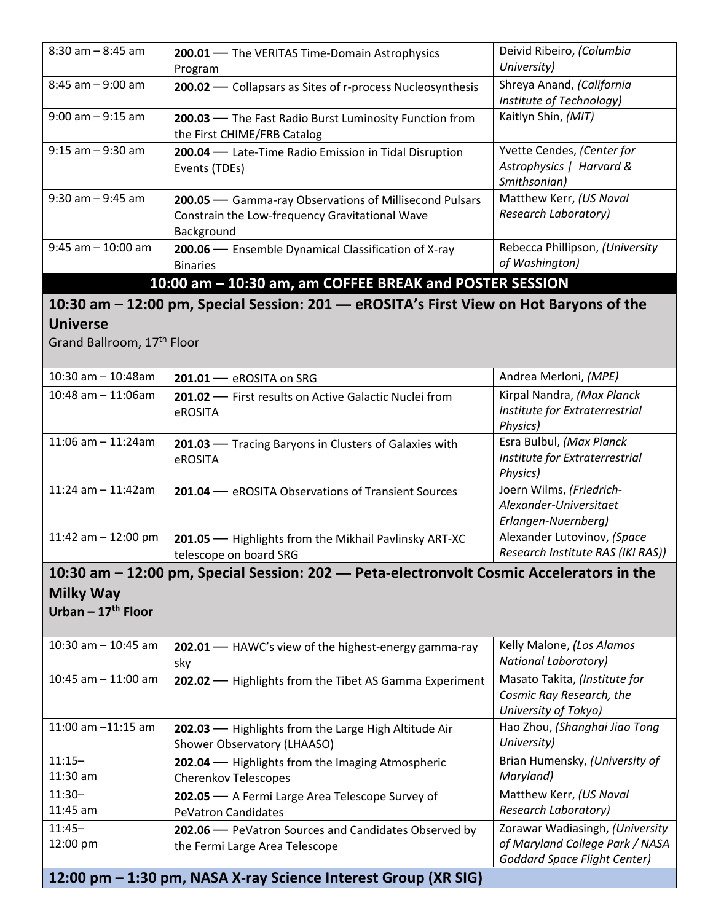| | | |
|---|---|---|
| 8:30 am – 8:45 am | **200.01** –– The VERITAS Time-Domain Astrophysics Program | Deivid Ribeiro, *(Columbia University)* |
| 8:45 am – 9:00 am | **200.02** –– Collapsars as Sites of r-process Nucleosynthesis | Shreya Anand, *(California Institute of Technology)* |
| 9:00 am – 9:15 am | **200.03** –– The Fast Radio Burst Luminosity Function from the First CHIME/FRB Catalog | Kaitlyn Shin, *(MIT)* |
| 9:15 am – 9:30 am | **200.04** –– Late-Time Radio Emission in Tidal Disruption Events (TDEs) | Yvette Cendes, *(Center for Astrophysics \| Harvard & Smithsonian)* |
| 9:30 am – 9:45 am | **200.05** –– Gamma-ray Observations of Millisecond Pulsars Constrain the Low-frequency Gravitational Wave Background | Matthew Kerr, *(US Naval Research Laboratory)* |
| 9:45 am – 10:00 am | **200.06** –– Ensemble Dynamical Classification of X-ray Binaries | Rebecca Phillipson, *(University of Washington)* |

**10:00 am – 10:30 am, am COFFEE BREAK and POSTER SESSION**

## 10:30 am – 12:00 pm, Special Session: 201 — eROSITA's First View on Hot Baryons of the Universe

Grand Ballroom, 17th Floor

| | | |
|---|---|---|
| 10:30 am – 10:48am | **201.01** –– eROSITA on SRG | Andrea Merloni, *(MPE)* |
| 10:48 am – 11:06am | **201.02** –– First results on Active Galactic Nuclei from eROSITA | Kirpal Nandra, *(Max Planck Institute for Extraterrestrial Physics)* |
| 11:06 am – 11:24am | **201.03** –– Tracing Baryons in Clusters of Galaxies with eROSITA | Esra Bulbul, *(Max Planck Institute for Extraterrestrial Physics)* |
| 11:24 am – 11:42am | **201.04** –– eROSITA Observations of Transient Sources | Joern Wilms, *(Friedrich-Alexander-Universitaet Erlangen-Nuernberg)* |
| 11:42 am – 12:00 pm | **201.05** –– Highlights from the Mikhail Pavlinsky ART-XC telescope on board SRG | Alexander Lutovinov, *(Space Research Institute RAS (IKI RAS))* |

## 10:30 am – 12:00 pm, Special Session: 202 — Peta-electronvolt Cosmic Accelerators in the Milky Way

**Urban – 17th Floor**

| | | |
|---|---|---|
| 10:30 am – 10:45 am | **202.01** –– HAWC's view of the highest-energy gamma-ray sky | Kelly Malone, *(Los Alamos National Laboratory)* |
| 10:45 am – 11:00 am | **202.02** –– Highlights from the Tibet AS Gamma Experiment | Masato Takita, *(Institute for Cosmic Ray Research, the University of Tokyo)* |
| 11:00 am –11:15 am | **202.03** –– Highlights from the Large High Altitude Air Shower Observatory (LHAASO) | Hao Zhou, *(Shanghai Jiao Tong University)* |
| 11:15– 11:30 am | **202.04** –– Highlights from the Imaging Atmospheric Cherenkov Telescopes | Brian Humensky, *(University of Maryland)* |
| 11:30– 11:45 am | **202.05** –– A Fermi Large Area Telescope Survey of PeVatron Candidates | Matthew Kerr, *(US Naval Research Laboratory)* |
| 11:45– 12:00 pm | **202.06** –– PeVatron Sources and Candidates Observed by the Fermi Large Area Telescope | Zorawar Wadiasingh, *(University of Maryland College Park / NASA Goddard Space Flight Center)* |

## 12:00 pm – 1:30 pm, NASA X-ray Science Interest Group (XR SIG)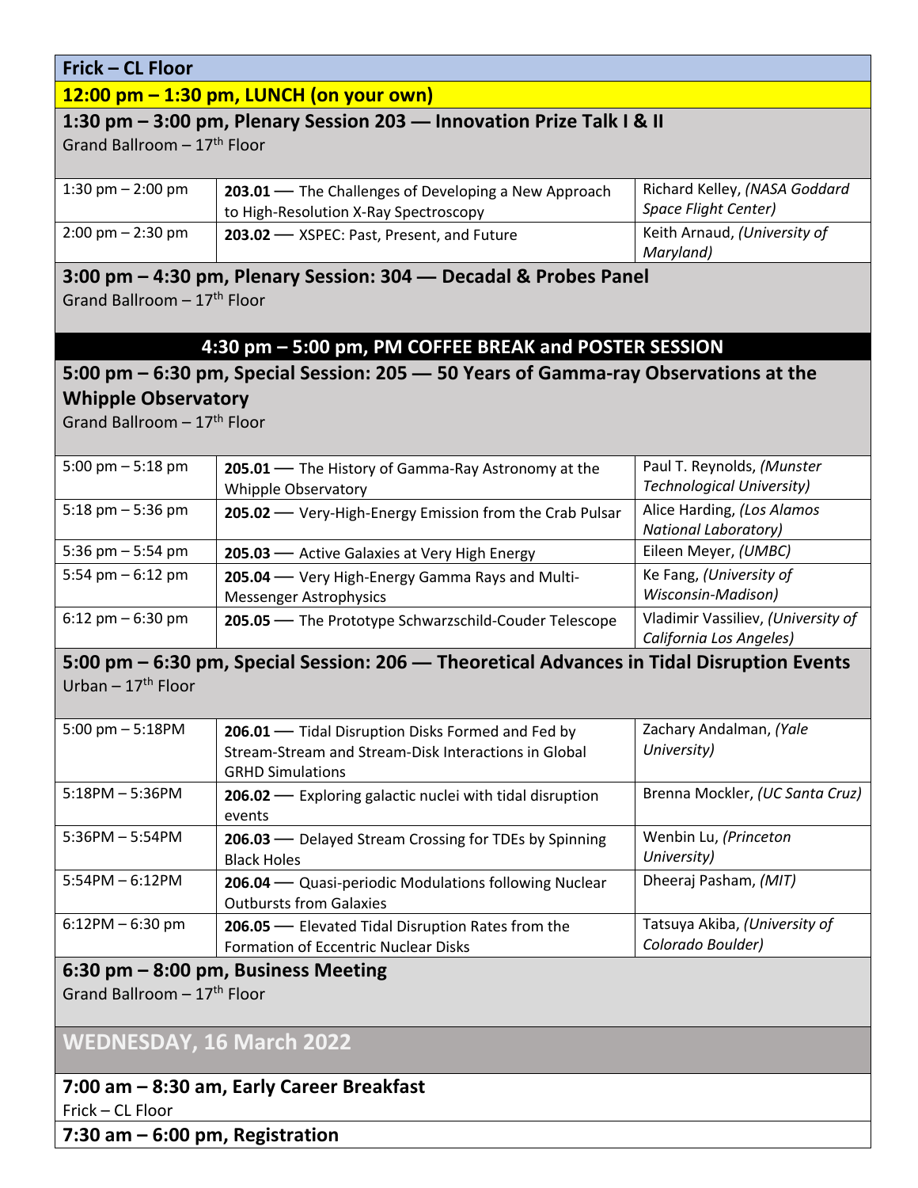**Frick – CL Floor**

**12:00 pm – 1:30 pm, LUNCH (on your own)**

**1:30 pm – 3:00 pm, Plenary Session 203 — Innovation Prize Talk I & II**
Grand Ballroom – 17th Floor

| | | |
|---|---|---|
| 1:30 pm – 2:00 pm | **203.01** — The Challenges of Developing a New Approach to High-Resolution X-Ray Spectroscopy | Richard Kelley, *(NASA Goddard Space Flight Center)* |
| 2:00 pm – 2:30 pm | **203.02** — XSPEC: Past, Present, and Future | Keith Arnaud, *(University of Maryland)* |

**3:00 pm – 4:30 pm, Plenary Session: 304 — Decadal & Probes Panel**
Grand Ballroom – 17th Floor

**4:30 pm – 5:00 pm, PM COFFEE BREAK and POSTER SESSION**

**5:00 pm – 6:30 pm, Special Session: 205 — 50 Years of Gamma-ray Observations at the Whipple Observatory**
Grand Ballroom – 17th Floor

| | | |
|---|---|---|
| 5:00 pm – 5:18 pm | **205.01** — The History of Gamma-Ray Astronomy at the Whipple Observatory | Paul T. Reynolds, *(Munster Technological University)* |
| 5:18 pm – 5:36 pm | **205.02** — Very-High-Energy Emission from the Crab Pulsar | Alice Harding, *(Los Alamos National Laboratory)* |
| 5:36 pm – 5:54 pm | **205.03** — Active Galaxies at Very High Energy | Eileen Meyer, *(UMBC)* |
| 5:54 pm – 6:12 pm | **205.04** — Very High-Energy Gamma Rays and Multi-Messenger Astrophysics | Ke Fang, *(University of Wisconsin-Madison)* |
| 6:12 pm – 6:30 pm | **205.05** — The Prototype Schwarzschild-Couder Telescope | Vladimir Vassiliev, *(University of California Los Angeles)* |

**5:00 pm – 6:30 pm, Special Session: 206 — Theoretical Advances in Tidal Disruption Events**
Urban – 17th Floor

| | | |
|---|---|---|
| 5:00 pm – 5:18PM | **206.01** — Tidal Disruption Disks Formed and Fed by Stream-Stream and Stream-Disk Interactions in Global GRHD Simulations | Zachary Andalman, *(Yale University)* |
| 5:18PM – 5:36PM | **206.02** — Exploring galactic nuclei with tidal disruption events | Brenna Mockler, *(UC Santa Cruz)* |
| 5:36PM – 5:54PM | **206.03** — Delayed Stream Crossing for TDEs by Spinning Black Holes | Wenbin Lu, *(Princeton University)* |
| 5:54PM – 6:12PM | **206.04** — Quasi-periodic Modulations following Nuclear Outbursts from Galaxies | Dheeraj Pasham, *(MIT)* |
| 6:12PM – 6:30 pm | **206.05** — Elevated Tidal Disruption Rates from the Formation of Eccentric Nuclear Disks | Tatsuya Akiba, *(University of Colorado Boulder)* |

**6:30 pm – 8:00 pm, Business Meeting**
Grand Ballroom – 17th Floor

## WEDNESDAY, 16 March 2022

**7:00 am – 8:30 am, Early Career Breakfast**
Frick – CL Floor

**7:30 am – 6:00 pm, Registration**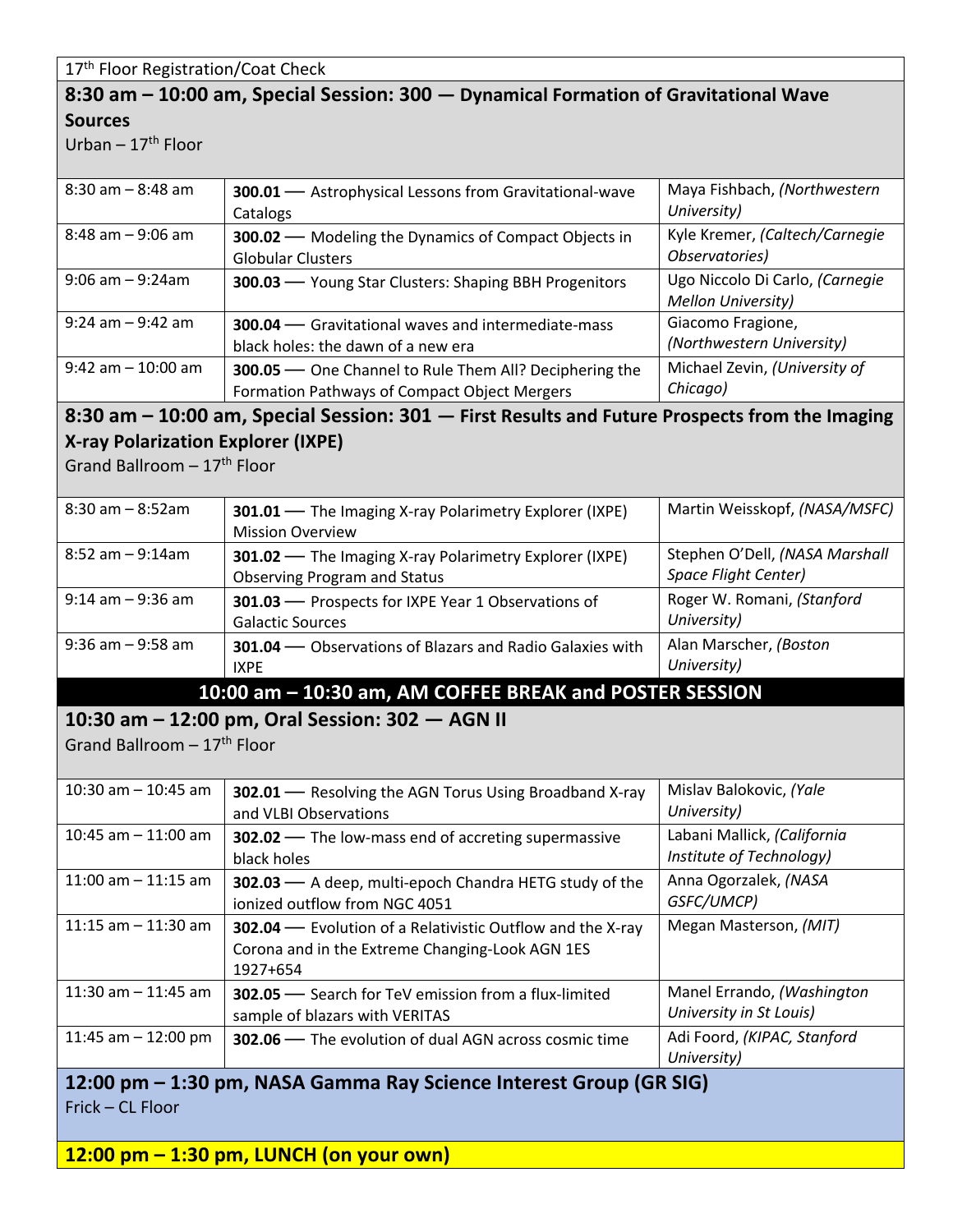17th Floor Registration/Coat Check

## 8:30 am – 10:00 am, Special Session: 300 — Dynamical Formation of Gravitational Wave Sources

Urban – 17th Floor

| | | |
|---|---|---|
| 8:30 am – 8:48 am | **300.01** — Astrophysical Lessons from Gravitational-wave Catalogs | Maya Fishbach, *(Northwestern University)* |
| 8:48 am – 9:06 am | **300.02** — Modeling the Dynamics of Compact Objects in Globular Clusters | Kyle Kremer, *(Caltech/Carnegie Observatories)* |
| 9:06 am – 9:24am | **300.03** — Young Star Clusters: Shaping BBH Progenitors | Ugo Niccolo Di Carlo, *(Carnegie Mellon University)* |
| 9:24 am – 9:42 am | **300.04** — Gravitational waves and intermediate-mass black holes: the dawn of a new era | Giacomo Fragione, *(Northwestern University)* |
| 9:42 am – 10:00 am | **300.05** — One Channel to Rule Them All? Deciphering the Formation Pathways of Compact Object Mergers | Michael Zevin, *(University of Chicago)* |

## 8:30 am – 10:00 am, Special Session: 301 — First Results and Future Prospects from the Imaging X-ray Polarization Explorer (IXPE)

Grand Ballroom – 17th Floor

| | | |
|---|---|---|
| 8:30 am – 8:52am | **301.01** — The Imaging X-ray Polarimetry Explorer (IXPE) Mission Overview | Martin Weisskopf, *(NASA/MSFC)* |
| 8:52 am – 9:14am | **301.02** — The Imaging X-ray Polarimetry Explorer (IXPE) Observing Program and Status | Stephen O'Dell, *(NASA Marshall Space Flight Center)* |
| 9:14 am – 9:36 am | **301.03** — Prospects for IXPE Year 1 Observations of Galactic Sources | Roger W. Romani, *(Stanford University)* |
| 9:36 am – 9:58 am | **301.04** — Observations of Blazars and Radio Galaxies with IXPE | Alan Marscher, *(Boston University)* |

## 10:00 am – 10:30 am, AM COFFEE BREAK and POSTER SESSION

## 10:30 am – 12:00 pm, Oral Session: 302 — AGN II

Grand Ballroom – 17th Floor

| | | |
|---|---|---|
| 10:30 am – 10:45 am | **302.01** — Resolving the AGN Torus Using Broadband X-ray and VLBI Observations | Mislav Balokovic, *(Yale University)* |
| 10:45 am – 11:00 am | **302.02** — The low-mass end of accreting supermassive black holes | Labani Mallick, *(California Institute of Technology)* |
| 11:00 am – 11:15 am | **302.03** — A deep, multi-epoch Chandra HETG study of the ionized outflow from NGC 4051 | Anna Ogorzalek, *(NASA GSFC/UMCP)* |
| 11:15 am – 11:30 am | **302.04** — Evolution of a Relativistic Outflow and the X-ray Corona and in the Extreme Changing-Look AGN 1ES 1927+654 | Megan Masterson, *(MIT)* |
| 11:30 am – 11:45 am | **302.05** — Search for TeV emission from a flux-limited sample of blazars with VERITAS | Manel Errando, *(Washington University in St Louis)* |
| 11:45 am – 12:00 pm | **302.06** — The evolution of dual AGN across cosmic time | Adi Foord, *(KIPAC, Stanford University)* |

## 12:00 pm – 1:30 pm, NASA Gamma Ray Science Interest Group (GR SIG)

Frick – CL Floor

## 12:00 pm – 1:30 pm, LUNCH (on your own)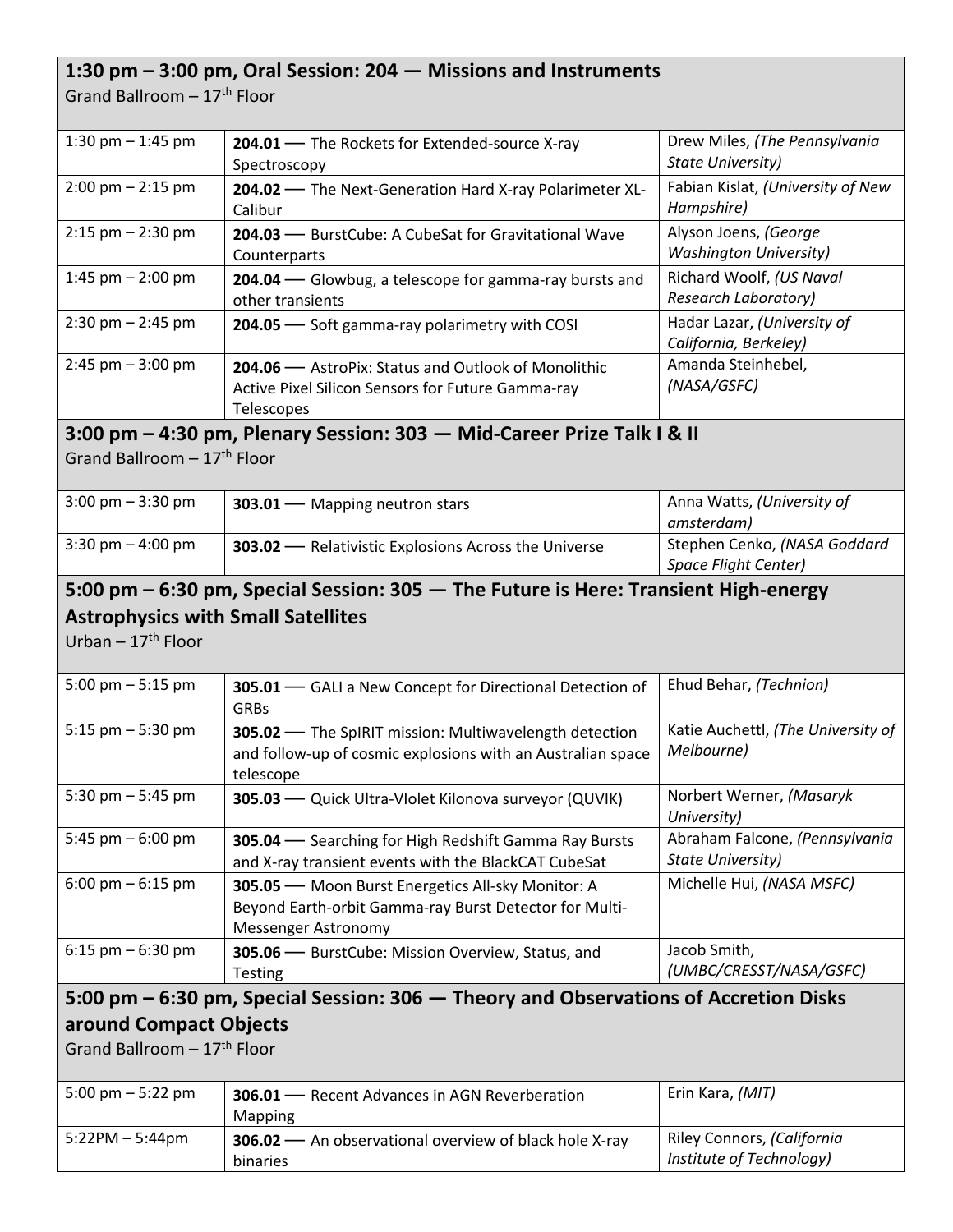## 1:30 pm – 3:00 pm, Oral Session: 204 — Missions and Instruments

Grand Ballroom – 17th Floor

| | | |
|---|---|---|
| 1:30 pm – 1:45 pm | **204.01** — The Rockets for Extended-source X-ray Spectroscopy | Drew Miles, *(The Pennsylvania State University)* |
| 2:00 pm – 2:15 pm | **204.02** — The Next-Generation Hard X-ray Polarimeter XL-Calibur | Fabian Kislat, *(University of New Hampshire)* |
| 2:15 pm – 2:30 pm | **204.03** — BurstCube: A CubeSat for Gravitational Wave Counterparts | Alyson Joens, *(George Washington University)* |
| 1:45 pm – 2:00 pm | **204.04** — Glowbug, a telescope for gamma-ray bursts and other transients | Richard Woolf, *(US Naval Research Laboratory)* |
| 2:30 pm – 2:45 pm | **204.05** — Soft gamma-ray polarimetry with COSI | Hadar Lazar, *(University of California, Berkeley)* |
| 2:45 pm – 3:00 pm | **204.06** — AstroPix: Status and Outlook of Monolithic Active Pixel Silicon Sensors for Future Gamma-ray Telescopes | Amanda Steinhebel, *(NASA/GSFC)* |

## 3:00 pm – 4:30 pm, Plenary Session: 303 — Mid-Career Prize Talk I & II

Grand Ballroom – 17th Floor

| | | |
|---|---|---|
| 3:00 pm – 3:30 pm | **303.01** — Mapping neutron stars | Anna Watts, *(University of amsterdam)* |
| 3:30 pm – 4:00 pm | **303.02** — Relativistic Explosions Across the Universe | Stephen Cenko, *(NASA Goddard Space Flight Center)* |

## 5:00 pm – 6:30 pm, Special Session: 305 — The Future is Here: Transient High-energy Astrophysics with Small Satellites

Urban – 17th Floor

| | | |
|---|---|---|
| 5:00 pm – 5:15 pm | **305.01** — GALI a New Concept for Directional Detection of GRBs | Ehud Behar, *(Technion)* |
| 5:15 pm – 5:30 pm | **305.02** — The SpIRIT mission: Multiwavelength detection and follow-up of cosmic explosions with an Australian space telescope | Katie Auchettl, *(The University of Melbourne)* |
| 5:30 pm – 5:45 pm | **305.03** — Quick Ultra-VIolet Kilonova surveyor (QUVIK) | Norbert Werner, *(Masaryk University)* |
| 5:45 pm – 6:00 pm | **305.04** — Searching for High Redshift Gamma Ray Bursts and X-ray transient events with the BlackCAT CubeSat | Abraham Falcone, *(Pennsylvania State University)* |
| 6:00 pm – 6:15 pm | **305.05** — Moon Burst Energetics All-sky Monitor: A Beyond Earth-orbit Gamma-ray Burst Detector for Multi-Messenger Astronomy | Michelle Hui, *(NASA MSFC)* |
| 6:15 pm – 6:30 pm | **305.06** — BurstCube: Mission Overview, Status, and Testing | Jacob Smith, *(UMBC/CRESST/NASA/GSFC)* |

## 5:00 pm – 6:30 pm, Special Session: 306 — Theory and Observations of Accretion Disks around Compact Objects

Grand Ballroom – 17th Floor

| | | |
|---|---|---|
| 5:00 pm – 5:22 pm | **306.01** — Recent Advances in AGN Reverberation Mapping | Erin Kara, *(MIT)* |
| 5:22PM – 5:44pm | **306.02** — An observational overview of black hole X-ray binaries | Riley Connors, *(California Institute of Technology)* |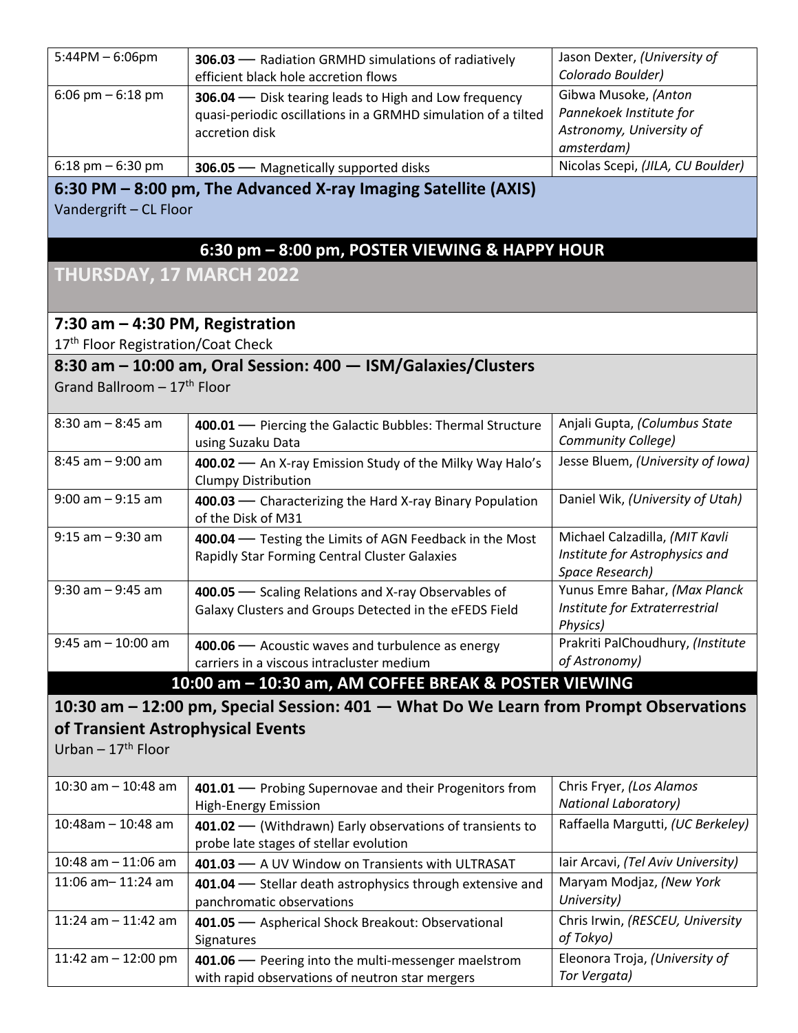| | | |
|---|---|---|
| 5:44PM – 6:06pm | **306.03** — Radiation GRMHD simulations of radiatively efficient black hole accretion flows | Jason Dexter, *(University of Colorado Boulder)* |
| 6:06 pm – 6:18 pm | **306.04** — Disk tearing leads to High and Low frequency quasi-periodic oscillations in a GRMHD simulation of a tilted accretion disk | Gibwa Musoke, *(Anton Pannekoek Institute for Astronomy, University of amsterdam)* |
| 6:18 pm – 6:30 pm | **306.05** — Magnetically supported disks | Nicolas Scepi, *(JILA, CU Boulder)* |

### 6:30 PM – 8:00 pm, The Advanced X-ray Imaging Satellite (AXIS)

Vandergrift – CL Floor

### 6:30 pm – 8:00 pm, POSTER VIEWING & HAPPY HOUR

## THURSDAY, 17 MARCH 2022

### 7:30 am – 4:30 PM, Registration

17th Floor Registration/Coat Check

### 8:30 am – 10:00 am, Oral Session: 400 — ISM/Galaxies/Clusters

Grand Ballroom – 17th Floor

| | | |
|---|---|---|
| 8:30 am – 8:45 am | **400.01** — Piercing the Galactic Bubbles: Thermal Structure using Suzaku Data | Anjali Gupta, *(Columbus State Community College)* |
| 8:45 am – 9:00 am | **400.02** — An X-ray Emission Study of the Milky Way Halo's Clumpy Distribution | Jesse Bluem, *(University of Iowa)* |
| 9:00 am – 9:15 am | **400.03** — Characterizing the Hard X-ray Binary Population of the Disk of M31 | Daniel Wik, *(University of Utah)* |
| 9:15 am – 9:30 am | **400.04** — Testing the Limits of AGN Feedback in the Most Rapidly Star Forming Central Cluster Galaxies | Michael Calzadilla, *(MIT Kavli Institute for Astrophysics and Space Research)* |
| 9:30 am – 9:45 am | **400.05** — Scaling Relations and X-ray Observables of Galaxy Clusters and Groups Detected in the eFEDS Field | Yunus Emre Bahar, *(Max Planck Institute for Extraterrestrial Physics)* |
| 9:45 am – 10:00 am | **400.06** — Acoustic waves and turbulence as energy carriers in a viscous intracluster medium | Prakriti PalChoudhury, *(Institute of Astronomy)* |

### 10:00 am – 10:30 am, AM COFFEE BREAK & POSTER VIEWING

### 10:30 am – 12:00 pm, Special Session: 401 — What Do We Learn from Prompt Observations of Transient Astrophysical Events

Urban – 17th Floor

| | | |
|---|---|---|
| 10:30 am – 10:48 am | **401.01** — Probing Supernovae and their Progenitors from High-Energy Emission | Chris Fryer, *(Los Alamos National Laboratory)* |
| 10:48am – 10:48 am | **401.02** — (Withdrawn) Early observations of transients to probe late stages of stellar evolution | Raffaella Margutti, *(UC Berkeley)* |
| 10:48 am – 11:06 am | **401.03** — A UV Window on Transients with ULTRASAT | Iair Arcavi, *(Tel Aviv University)* |
| 11:06 am– 11:24 am | **401.04** — Stellar death astrophysics through extensive and panchromatic observations | Maryam Modjaz, *(New York University)* |
| 11:24 am – 11:42 am | **401.05** — Aspherical Shock Breakout: Observational Signatures | Chris Irwin, *(RESCEU, University of Tokyo)* |
| 11:42 am – 12:00 pm | **401.06** — Peering into the multi-messenger maelstrom with rapid observations of neutron star mergers | Eleonora Troja, *(University of Tor Vergata)* |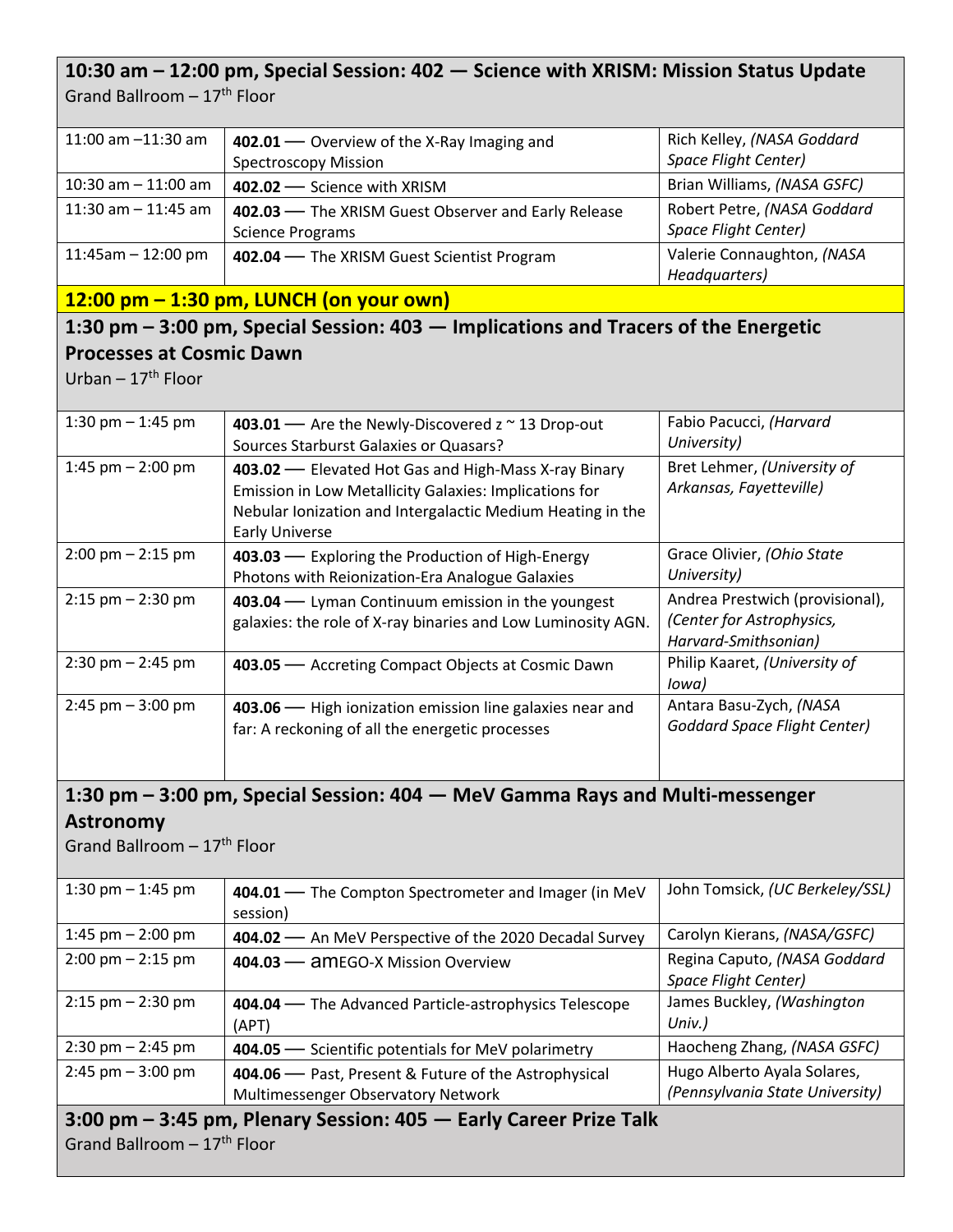## 10:30 am – 12:00 pm, Special Session: 402 — Science with XRISM: Mission Status Update

Grand Ballroom – 17th Floor

| | | |
|---|---|---|
| 11:00 am –11:30 am | **402.01** — Overview of the X-Ray Imaging and Spectroscopy Mission | Rich Kelley, *(NASA Goddard Space Flight Center)* |
| 10:30 am – 11:00 am | **402.02** — Science with XRISM | Brian Williams, *(NASA GSFC)* |
| 11:30 am – 11:45 am | **402.03** — The XRISM Guest Observer and Early Release Science Programs | Robert Petre, *(NASA Goddard Space Flight Center)* |
| 11:45am – 12:00 pm | **402.04** — The XRISM Guest Scientist Program | Valerie Connaughton, *(NASA Headquarters)* |

## 12:00 pm – 1:30 pm, LUNCH (on your own)

## 1:30 pm – 3:00 pm, Special Session: 403 — Implications and Tracers of the Energetic Processes at Cosmic Dawn

Urban – 17th Floor

| | | |
|---|---|---|
| 1:30 pm – 1:45 pm | **403.01** — Are the Newly-Discovered z ~ 13 Drop-out Sources Starburst Galaxies or Quasars? | Fabio Pacucci, *(Harvard University)* |
| 1:45 pm – 2:00 pm | **403.02** — Elevated Hot Gas and High-Mass X-ray Binary Emission in Low Metallicity Galaxies: Implications for Nebular Ionization and Intergalactic Medium Heating in the Early Universe | Bret Lehmer, *(University of Arkansas, Fayetteville)* |
| 2:00 pm – 2:15 pm | **403.03** — Exploring the Production of High-Energy Photons with Reionization-Era Analogue Galaxies | Grace Olivier, *(Ohio State University)* |
| 2:15 pm – 2:30 pm | **403.04** — Lyman Continuum emission in the youngest galaxies: the role of X-ray binaries and Low Luminosity AGN. | Andrea Prestwich (provisional), *(Center for Astrophysics, Harvard-Smithsonian)* |
| 2:30 pm – 2:45 pm | **403.05** — Accreting Compact Objects at Cosmic Dawn | Philip Kaaret, *(University of Iowa)* |
| 2:45 pm – 3:00 pm | **403.06** — High ionization emission line galaxies near and far: A reckoning of all the energetic processes | Antara Basu-Zych, *(NASA Goddard Space Flight Center)* |

## 1:30 pm – 3:00 pm, Special Session: 404 — MeV Gamma Rays and Multi-messenger Astronomy

Grand Ballroom – 17th Floor

| | | |
|---|---|---|
| 1:30 pm – 1:45 pm | **404.01** — The Compton Spectrometer and Imager (in MeV session) | John Tomsick, *(UC Berkeley/SSL)* |
| 1:45 pm – 2:00 pm | **404.02** — An MeV Perspective of the 2020 Decadal Survey | Carolyn Kierans, *(NASA/GSFC)* |
| 2:00 pm – 2:15 pm | **404.03** — amEGO-X Mission Overview | Regina Caputo, *(NASA Goddard Space Flight Center)* |
| 2:15 pm – 2:30 pm | **404.04** — The Advanced Particle-astrophysics Telescope (APT) | James Buckley, *(Washington Univ.)* |
| 2:30 pm – 2:45 pm | **404.05** — Scientific potentials for MeV polarimetry | Haocheng Zhang, *(NASA GSFC)* |
| 2:45 pm – 3:00 pm | **404.06** — Past, Present & Future of the Astrophysical Multimessenger Observatory Network | Hugo Alberto Ayala Solares, *(Pennsylvania State University)* |

## 3:00 pm – 3:45 pm, Plenary Session: 405 — Early Career Prize Talk

Grand Ballroom – 17th Floor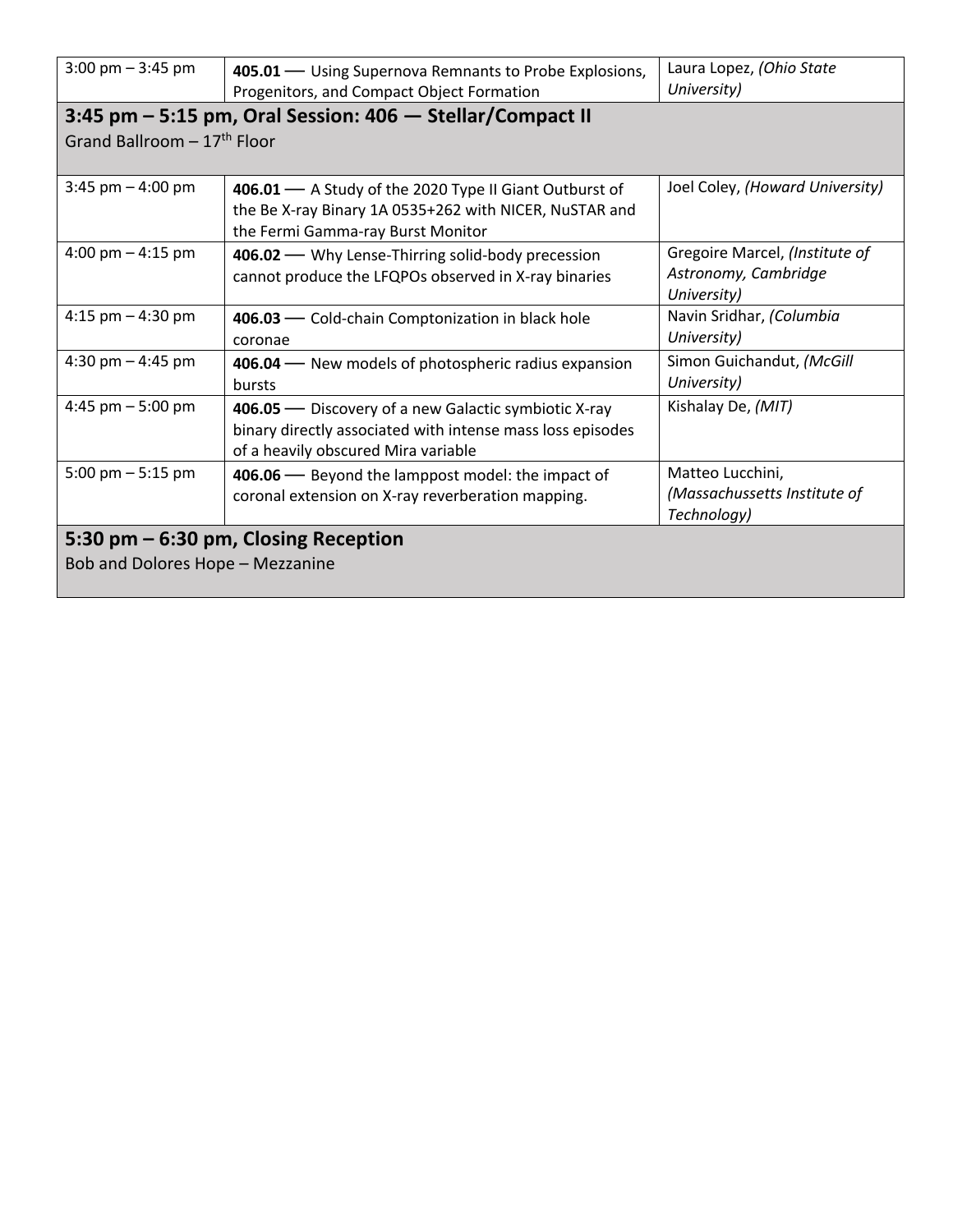| | | |
|---|---|---|
| 3:00 pm – 3:45 pm | **405.01** –– Using Supernova Remnants to Probe Explosions, Progenitors, and Compact Object Formation | Laura Lopez, *(Ohio State University)* |

## 3:45 pm – 5:15 pm, Oral Session: 406 — Stellar/Compact II

Grand Ballroom – 17th Floor

| | | |
|---|---|---|
| 3:45 pm – 4:00 pm | **406.01** –– A Study of the 2020 Type II Giant Outburst of the Be X-ray Binary 1A 0535+262 with NICER, NuSTAR and the Fermi Gamma-ray Burst Monitor | Joel Coley, *(Howard University)* |
| 4:00 pm – 4:15 pm | **406.02** –– Why Lense-Thirring solid-body precession cannot produce the LFQPOs observed in X-ray binaries | Gregoire Marcel, *(Institute of Astronomy, Cambridge University)* |
| 4:15 pm – 4:30 pm | **406.03** –– Cold-chain Comptonization in black hole coronae | Navin Sridhar, *(Columbia University)* |
| 4:30 pm – 4:45 pm | **406.04** –– New models of photospheric radius expansion bursts | Simon Guichandut, *(McGill University)* |
| 4:45 pm – 5:00 pm | **406.05** –– Discovery of a new Galactic symbiotic X-ray binary directly associated with intense mass loss episodes of a heavily obscured Mira variable | Kishalay De, *(MIT)* |
| 5:00 pm – 5:15 pm | **406.06** –– Beyond the lamppost model: the impact of coronal extension on X-ray reverberation mapping. | Matteo Lucchini, *(Massachussetts Institute of Technology)* |

## 5:30 pm – 6:30 pm, Closing Reception

Bob and Dolores Hope – Mezzanine